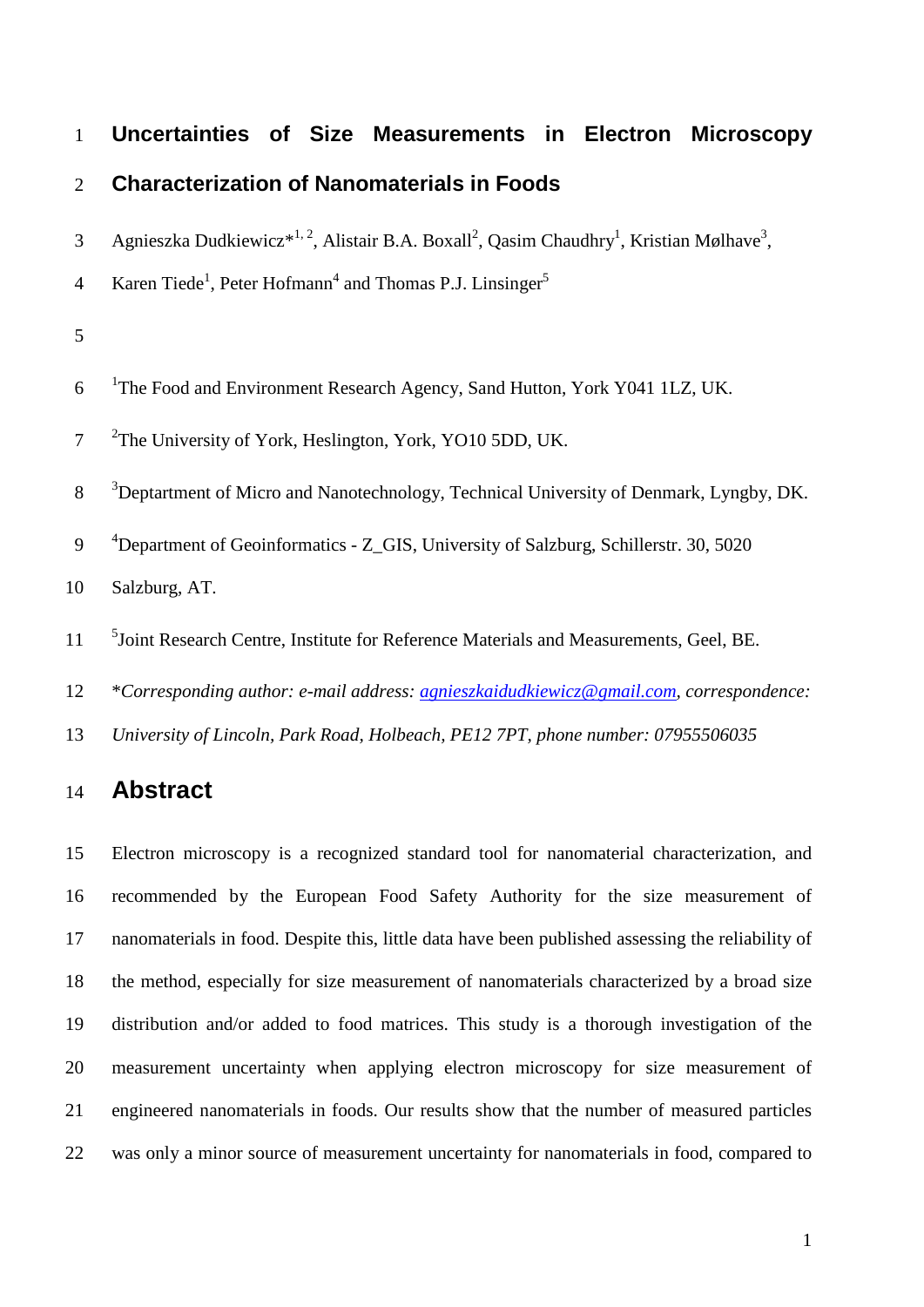# Uncertainties of Size Measurements in Electron Microscopy Characterization of Nanomaterials in Foods

Agnieszka Dudkiewicz*[1,2], Alistair B.A. Boxall[2], Qasim Chaudhry[1], Kristian Mølhave[3], Karen Tiede[1], Peter Hofmann[4] and Thomas P.J. Linsinger[5]

[1]The Food and Environment Research Agency, Sand Hutton, York Y041 1LZ, UK.

[2]The University of York, Heslington, York, YO10 5DD, UK.

[3]Deptartment of Micro and Nanotechnology, Technical University of Denmark, Lyngby, DK.

[4]Department of Geoinformatics - Z_GIS, University of Salzburg, Schillerstr. 30, 5020 Salzburg, AT.

[5]Joint Research Centre, Institute for Reference Materials and Measurements, Geel, BE.

*Corresponding author: e-mail address: agnieszkaidudkiewicz@gmail.com, correspondence: University of Lincoln, Park Road, Holbeach, PE12 7PT, phone number: 07955506035*

## Abstract

Electron microscopy is a recognized standard tool for nanomaterial characterization, and recommended by the European Food Safety Authority for the size measurement of nanomaterials in food. Despite this, little data have been published assessing the reliability of the method, especially for size measurement of nanomaterials characterized by a broad size distribution and/or added to food matrices. This study is a thorough investigation of the measurement uncertainty when applying electron microscopy for size measurement of engineered nanomaterials in foods. Our results show that the number of measured particles was only a minor source of measurement uncertainty for nanomaterials in food, compared to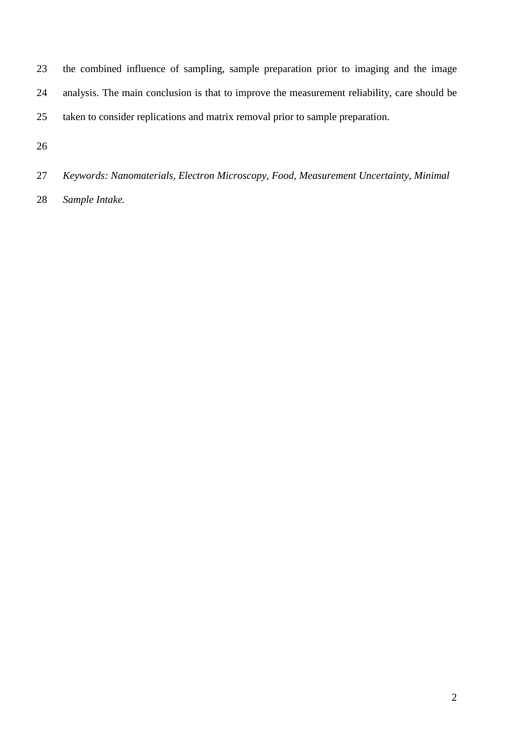the combined influence of sampling, sample preparation prior to imaging and the image analysis. The main conclusion is that to improve the measurement reliability, care should be taken to consider replications and matrix removal prior to sample preparation.

*Keywords: Nanomaterials, Electron Microscopy, Food, Measurement Uncertainty, Minimal Sample Intake.*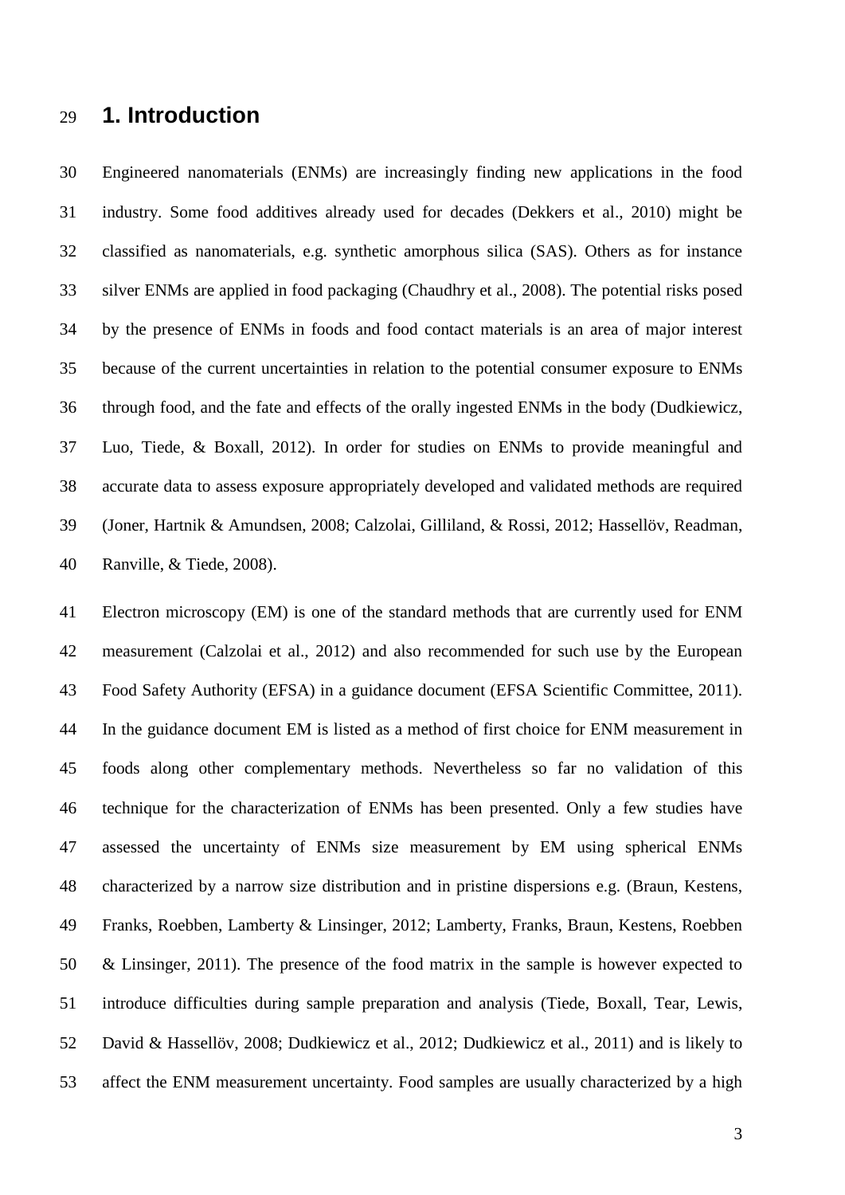# 1. Introduction

Engineered nanomaterials (ENMs) are increasingly finding new applications in the food industry. Some food additives already used for decades (Dekkers et al., 2010) might be classified as nanomaterials, e.g. synthetic amorphous silica (SAS). Others as for instance silver ENMs are applied in food packaging (Chaudhry et al., 2008). The potential risks posed by the presence of ENMs in foods and food contact materials is an area of major interest because of the current uncertainties in relation to the potential consumer exposure to ENMs through food, and the fate and effects of the orally ingested ENMs in the body (Dudkiewicz, Luo, Tiede, & Boxall, 2012). In order for studies on ENMs to provide meaningful and accurate data to assess exposure appropriately developed and validated methods are required (Joner, Hartnik & Amundsen, 2008; Calzolai, Gilliland, & Rossi, 2012; Hassellöv, Readman, Ranville, & Tiede, 2008).

Electron microscopy (EM) is one of the standard methods that are currently used for ENM measurement (Calzolai et al., 2012) and also recommended for such use by the European Food Safety Authority (EFSA) in a guidance document (EFSA Scientific Committee, 2011). In the guidance document EM is listed as a method of first choice for ENM measurement in foods along other complementary methods. Nevertheless so far no validation of this technique for the characterization of ENMs has been presented. Only a few studies have assessed the uncertainty of ENMs size measurement by EM using spherical ENMs characterized by a narrow size distribution and in pristine dispersions e.g. (Braun, Kestens, Franks, Roebben, Lamberty & Linsinger, 2012; Lamberty, Franks, Braun, Kestens, Roebben & Linsinger, 2011). The presence of the food matrix in the sample is however expected to introduce difficulties during sample preparation and analysis (Tiede, Boxall, Tear, Lewis, David & Hassellöv, 2008; Dudkiewicz et al., 2012; Dudkiewicz et al., 2011) and is likely to affect the ENM measurement uncertainty. Food samples are usually characterized by a high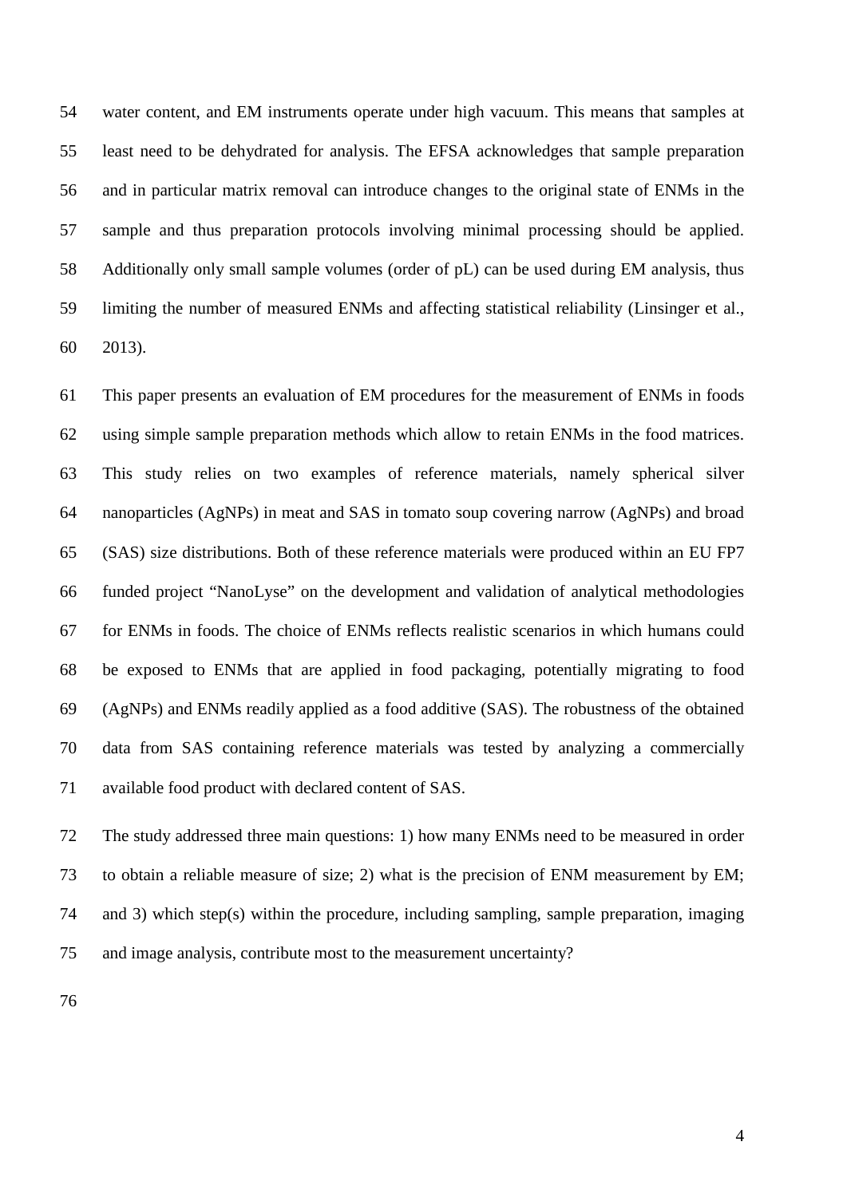water content, and EM instruments operate under high vacuum. This means that samples at least need to be dehydrated for analysis. The EFSA acknowledges that sample preparation and in particular matrix removal can introduce changes to the original state of ENMs in the sample and thus preparation protocols involving minimal processing should be applied. Additionally only small sample volumes (order of pL) can be used during EM analysis, thus limiting the number of measured ENMs and affecting statistical reliability (Linsinger et al., 2013).

This paper presents an evaluation of EM procedures for the measurement of ENMs in foods using simple sample preparation methods which allow to retain ENMs in the food matrices. This study relies on two examples of reference materials, namely spherical silver nanoparticles (AgNPs) in meat and SAS in tomato soup covering narrow (AgNPs) and broad (SAS) size distributions. Both of these reference materials were produced within an EU FP7 funded project "NanoLyse" on the development and validation of analytical methodologies for ENMs in foods. The choice of ENMs reflects realistic scenarios in which humans could be exposed to ENMs that are applied in food packaging, potentially migrating to food (AgNPs) and ENMs readily applied as a food additive (SAS). The robustness of the obtained data from SAS containing reference materials was tested by analyzing a commercially available food product with declared content of SAS.

The study addressed three main questions: 1) how many ENMs need to be measured in order to obtain a reliable measure of size; 2) what is the precision of ENM measurement by EM; and 3) which step(s) within the procedure, including sampling, sample preparation, imaging and image analysis, contribute most to the measurement uncertainty?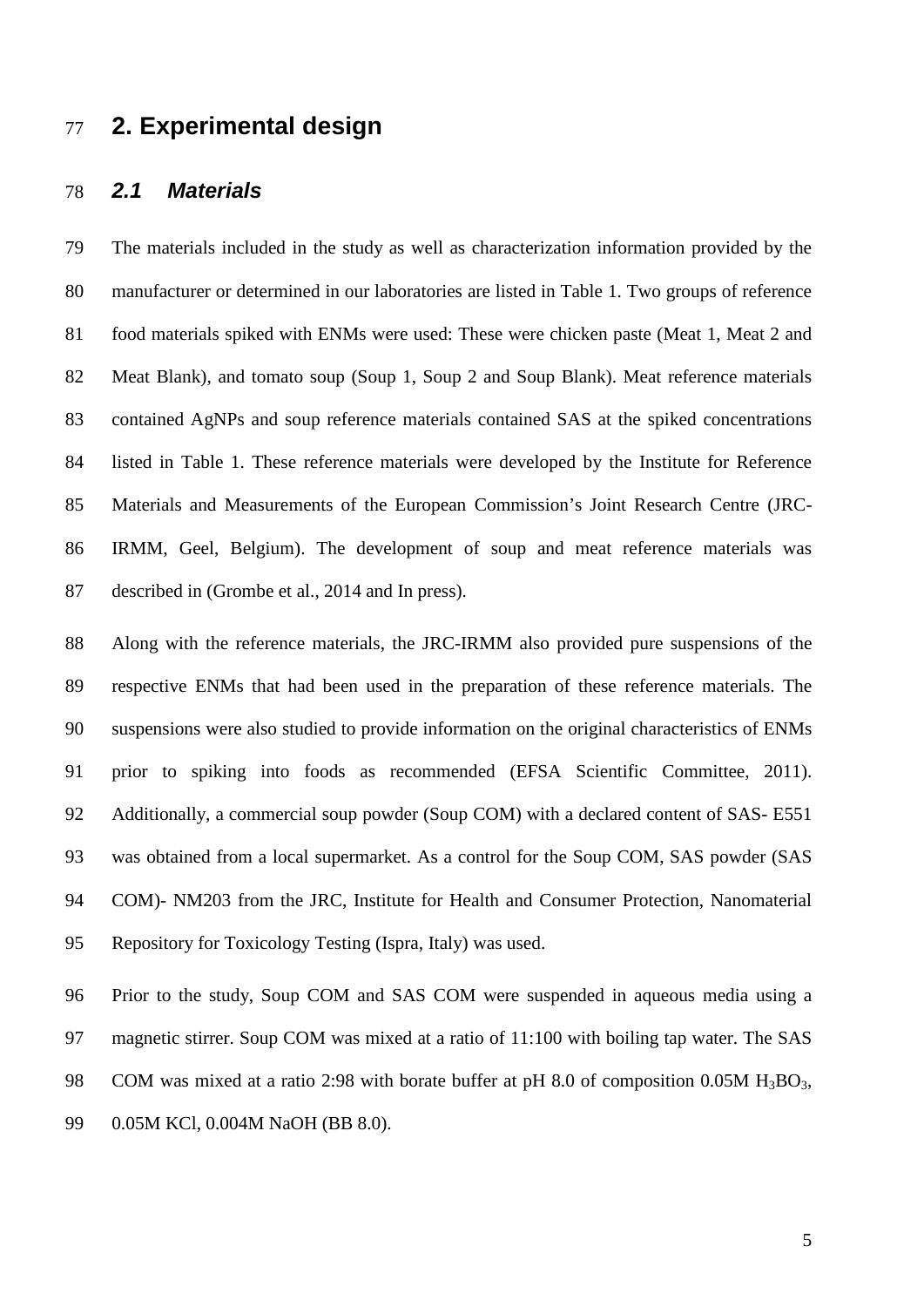# 2. Experimental design

## *2.1 Materials*

The materials included in the study as well as characterization information provided by the manufacturer or determined in our laboratories are listed in Table 1. Two groups of reference food materials spiked with ENMs were used: These were chicken paste (Meat 1, Meat 2 and Meat Blank), and tomato soup (Soup 1, Soup 2 and Soup Blank). Meat reference materials contained AgNPs and soup reference materials contained SAS at the spiked concentrations listed in Table 1. These reference materials were developed by the Institute for Reference Materials and Measurements of the European Commission's Joint Research Centre (JRC-IRMM, Geel, Belgium). The development of soup and meat reference materials was described in (Grombe et al., 2014 and In press).

Along with the reference materials, the JRC-IRMM also provided pure suspensions of the respective ENMs that had been used in the preparation of these reference materials. The suspensions were also studied to provide information on the original characteristics of ENMs prior to spiking into foods as recommended (EFSA Scientific Committee, 2011). Additionally, a commercial soup powder (Soup COM) with a declared content of SAS- E551 was obtained from a local supermarket. As a control for the Soup COM, SAS powder (SAS COM)- NM203 from the JRC, Institute for Health and Consumer Protection, Nanomaterial Repository for Toxicology Testing (Ispra, Italy) was used.

Prior to the study, Soup COM and SAS COM were suspended in aqueous media using a magnetic stirrer. Soup COM was mixed at a ratio of 11:100 with boiling tap water. The SAS COM was mixed at a ratio 2:98 with borate buffer at pH 8.0 of composition 0.05M $H_3BO_3$, 0.05M KCl, 0.004M NaOH (BB 8.0).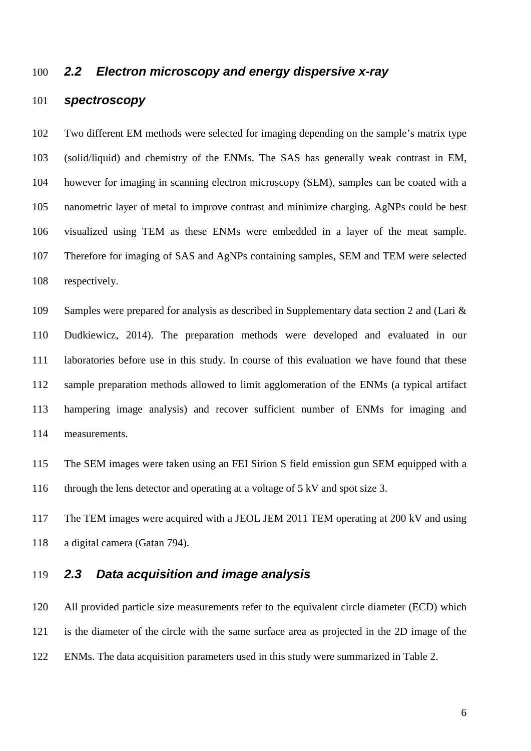## 2.2 Electron microscopy and energy dispersive x-ray spectroscopy

Two different EM methods were selected for imaging depending on the sample's matrix type (solid/liquid) and chemistry of the ENMs. The SAS has generally weak contrast in EM, however for imaging in scanning electron microscopy (SEM), samples can be coated with a nanometric layer of metal to improve contrast and minimize charging. AgNPs could be best visualized using TEM as these ENMs were embedded in a layer of the meat sample. Therefore for imaging of SAS and AgNPs containing samples, SEM and TEM were selected respectively.

Samples were prepared for analysis as described in Supplementary data section 2 and (Lari & Dudkiewicz, 2014). The preparation methods were developed and evaluated in our laboratories before use in this study. In course of this evaluation we have found that these sample preparation methods allowed to limit agglomeration of the ENMs (a typical artifact hampering image analysis) and recover sufficient number of ENMs for imaging and measurements.

The SEM images were taken using an FEI Sirion S field emission gun SEM equipped with a through the lens detector and operating at a voltage of 5 kV and spot size 3.

The TEM images were acquired with a JEOL JEM 2011 TEM operating at 200 kV and using a digital camera (Gatan 794).

## 2.3 Data acquisition and image analysis

All provided particle size measurements refer to the equivalent circle diameter (ECD) which is the diameter of the circle with the same surface area as projected in the 2D image of the ENMs. The data acquisition parameters used in this study were summarized in Table 2.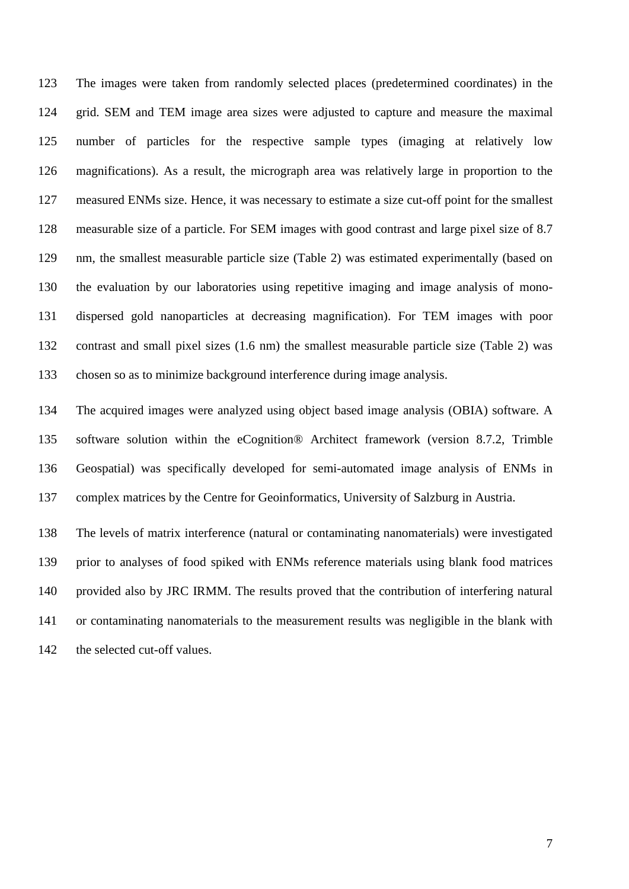The images were taken from randomly selected places (predetermined coordinates) in the grid. SEM and TEM image area sizes were adjusted to capture and measure the maximal number of particles for the respective sample types (imaging at relatively low magnifications). As a result, the micrograph area was relatively large in proportion to the measured ENMs size. Hence, it was necessary to estimate a size cut-off point for the smallest measurable size of a particle. For SEM images with good contrast and large pixel size of 8.7 nm, the smallest measurable particle size (Table 2) was estimated experimentally (based on the evaluation by our laboratories using repetitive imaging and image analysis of mono-dispersed gold nanoparticles at decreasing magnification). For TEM images with poor contrast and small pixel sizes (1.6 nm) the smallest measurable particle size (Table 2) was chosen so as to minimize background interference during image analysis.

The acquired images were analyzed using object based image analysis (OBIA) software. A software solution within the eCognition® Architect framework (version 8.7.2, Trimble Geospatial) was specifically developed for semi-automated image analysis of ENMs in complex matrices by the Centre for Geoinformatics, University of Salzburg in Austria.

The levels of matrix interference (natural or contaminating nanomaterials) were investigated prior to analyses of food spiked with ENMs reference materials using blank food matrices provided also by JRC IRMM. The results proved that the contribution of interfering natural or contaminating nanomaterials to the measurement results was negligible in the blank with the selected cut-off values.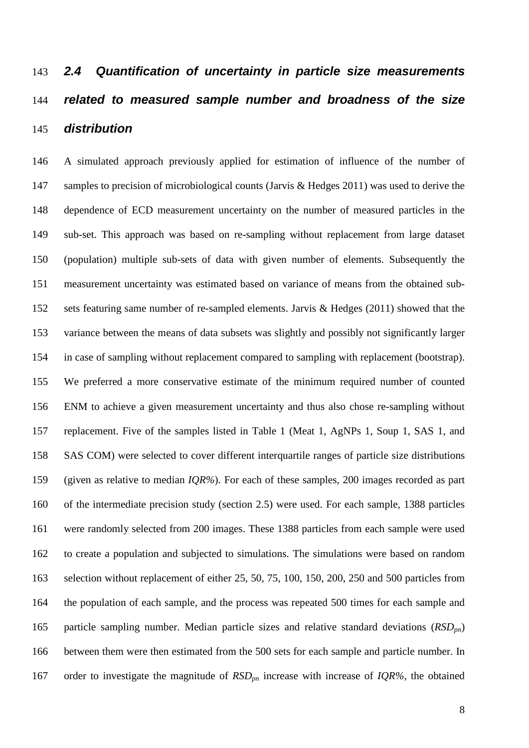### 2.4 Quantification of uncertainty in particle size measurements related to measured sample number and broadness of the size distribution

A simulated approach previously applied for estimation of influence of the number of samples to precision of microbiological counts (Jarvis & Hedges 2011) was used to derive the dependence of ECD measurement uncertainty on the number of measured particles in the sub-set. This approach was based on re-sampling without replacement from large dataset (population) multiple sub-sets of data with given number of elements. Subsequently the measurement uncertainty was estimated based on variance of means from the obtained sub-sets featuring same number of re-sampled elements. Jarvis & Hedges (2011) showed that the variance between the means of data subsets was slightly and possibly not significantly larger in case of sampling without replacement compared to sampling with replacement (bootstrap). We preferred a more conservative estimate of the minimum required number of counted ENM to achieve a given measurement uncertainty and thus also chose re-sampling without replacement. Five of the samples listed in Table 1 (Meat 1, AgNPs 1, Soup 1, SAS 1, and SAS COM) were selected to cover different interquartile ranges of particle size distributions (given as relative to median *IQR%*). For each of these samples, 200 images recorded as part of the intermediate precision study (section 2.5) were used. For each sample, 1388 particles were randomly selected from 200 images. These 1388 particles from each sample were used to create a population and subjected to simulations. The simulations were based on random selection without replacement of either 25, 50, 75, 100, 150, 200, 250 and 500 particles from the population of each sample, and the process was repeated 500 times for each sample and particle sampling number. Median particle sizes and relative standard deviations ($RSD_{pn}$) between them were then estimated from the 500 sets for each sample and particle number. In order to investigate the magnitude of $RSD_{pn}$ increase with increase of *IQR%*, the obtained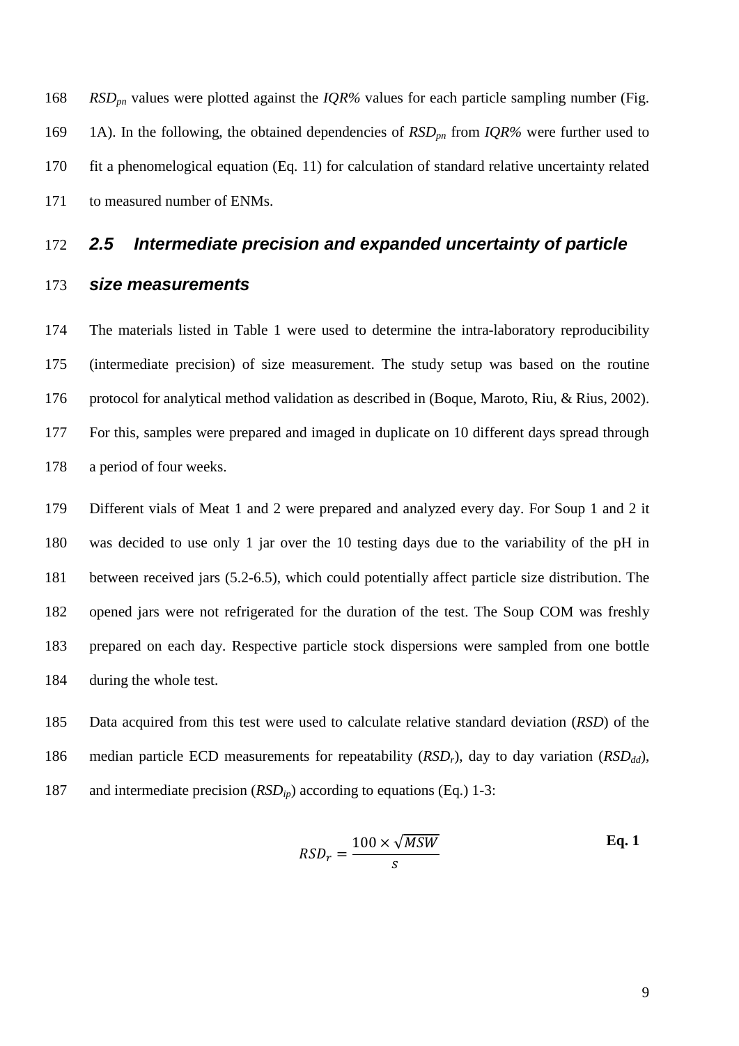$RSD_{pn}$ values were plotted against the *IQR%* values for each particle sampling number (Fig. 1A). In the following, the obtained dependencies of $RSD_{pn}$ from *IQR%* were further used to fit a phenomelogical equation (Eq. 11) for calculation of standard relative uncertainty related to measured number of ENMs.

### 2.5 Intermediate precision and expanded uncertainty of particle size measurements

The materials listed in Table 1 were used to determine the intra-laboratory reproducibility (intermediate precision) of size measurement. The study setup was based on the routine protocol for analytical method validation as described in (Boque, Maroto, Riu, & Rius, 2002). For this, samples were prepared and imaged in duplicate on 10 different days spread through a period of four weeks.

Different vials of Meat 1 and 2 were prepared and analyzed every day. For Soup 1 and 2 it was decided to use only 1 jar over the 10 testing days due to the variability of the pH in between received jars (5.2-6.5), which could potentially affect particle size distribution. The opened jars were not refrigerated for the duration of the test. The Soup COM was freshly prepared on each day. Respective particle stock dispersions were sampled from one bottle during the whole test.

Data acquired from this test were used to calculate relative standard deviation (*RSD*) of the median particle ECD measurements for repeatability ($RSD_r$), day to day variation ($RSD_{dd}$), and intermediate precision ($RSD_{ip}$) according to equations (Eq.) 1-3:

$$RSD_r = \frac{100 \times \sqrt{MSW}}{s} \qquad \textbf{Eq. 1}$$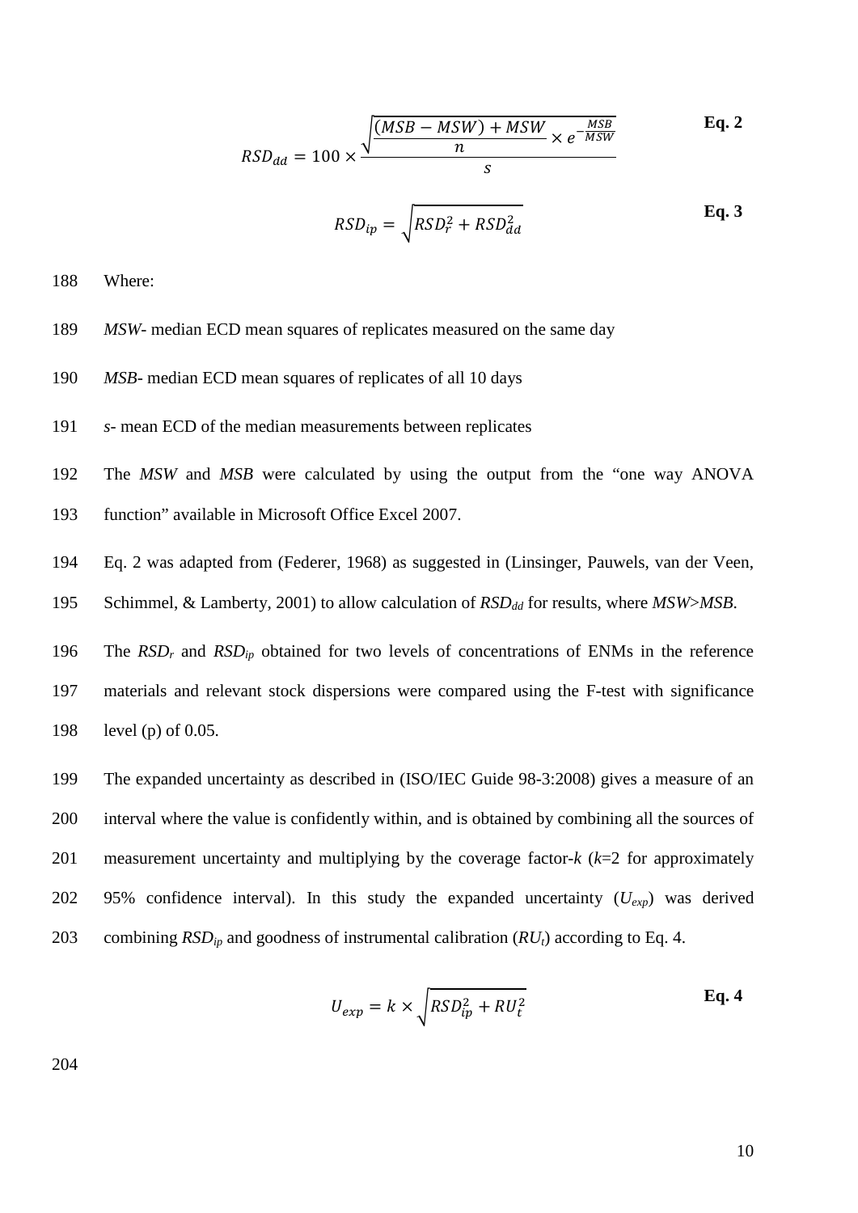$$RSD_{dd} = 100 \times \frac{\sqrt{\frac{(MSB - MSW) + MSW}{n} \times e^{-\frac{MSB}{MSW}}}}{s} \quad \textbf{Eq. 2}$$

$$RSD_{ip} = \sqrt{RSD_r^2 + RSD_{dd}^2} \quad \textbf{Eq. 3}$$

Where:

*MSW*- median ECD mean squares of replicates measured on the same day

*MSB*- median ECD mean squares of replicates of all 10 days

*s*- mean ECD of the median measurements between replicates

The *MSW* and *MSB* were calculated by using the output from the "one way ANOVA function" available in Microsoft Office Excel 2007.

Eq. 2 was adapted from (Federer, 1968) as suggested in (Linsinger, Pauwels, van der Veen, Schimmel, & Lamberty, 2001) to allow calculation of $RSD_{dd}$ for results, where $MSW > MSB$.

The $RSD_r$ and $RSD_{ip}$ obtained for two levels of concentrations of ENMs in the reference materials and relevant stock dispersions were compared using the F-test with significance level (p) of 0.05.

The expanded uncertainty as described in (ISO/IEC Guide 98-3:2008) gives a measure of an interval where the value is confidently within, and is obtained by combining all the sources of measurement uncertainty and multiplying by the coverage factor-$k$ ($k$=2 for approximately 95% confidence interval). In this study the expanded uncertainty ($U_{exp}$) was derived combining $RSD_{ip}$ and goodness of instrumental calibration ($RU_t$) according to Eq. 4.

$$U_{exp} = k \times \sqrt{RSD_{ip}^2 + RU_t^2} \quad \textbf{Eq. 4}$$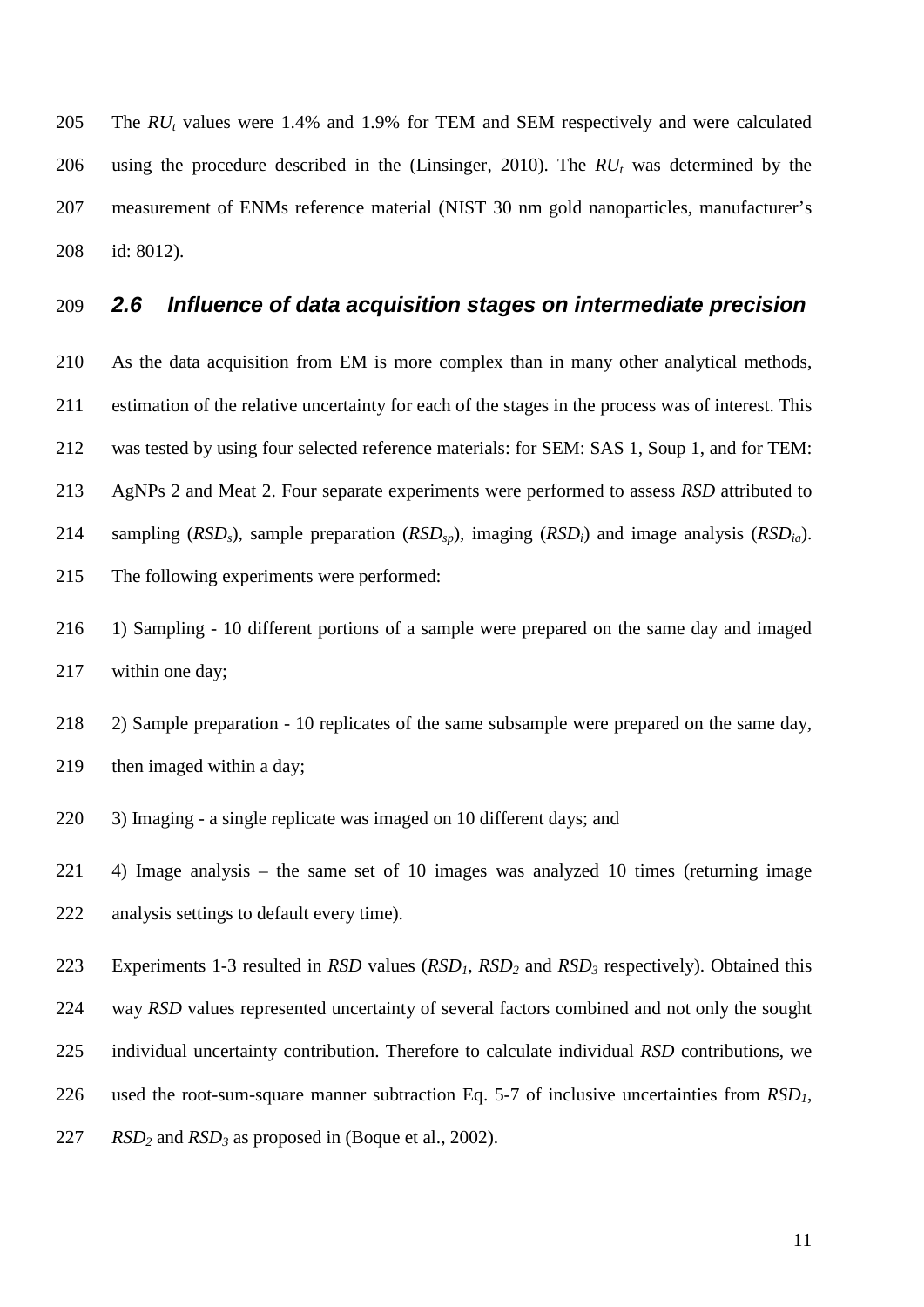The $RU_t$ values were 1.4% and 1.9% for TEM and SEM respectively and were calculated using the procedure described in the (Linsinger, 2010). The $RU_t$ was determined by the measurement of ENMs reference material (NIST 30 nm gold nanoparticles, manufacturer's id: 8012).

### 2.6 Influence of data acquisition stages on intermediate precision

As the data acquisition from EM is more complex than in many other analytical methods, estimation of the relative uncertainty for each of the stages in the process was of interest. This was tested by using four selected reference materials: for SEM: SAS 1, Soup 1, and for TEM: AgNPs 2 and Meat 2. Four separate experiments were performed to assess *RSD* attributed to sampling ($RSD_s$), sample preparation ($RSD_{sp}$), imaging ($RSD_i$) and image analysis ($RSD_{ia}$). The following experiments were performed:

1) Sampling - 10 different portions of a sample were prepared on the same day and imaged within one day;

2) Sample preparation - 10 replicates of the same subsample were prepared on the same day, then imaged within a day;

3) Imaging - a single replicate was imaged on 10 different days; and

4) Image analysis – the same set of 10 images was analyzed 10 times (returning image analysis settings to default every time).

Experiments 1-3 resulted in *RSD* values ($RSD_1$, $RSD_2$ and $RSD_3$ respectively). Obtained this way *RSD* values represented uncertainty of several factors combined and not only the sought individual uncertainty contribution. Therefore to calculate individual *RSD* contributions, we used the root-sum-square manner subtraction Eq. 5-7 of inclusive uncertainties from $RSD_1$, $RSD_2$ and $RSD_3$ as proposed in (Boque et al., 2002).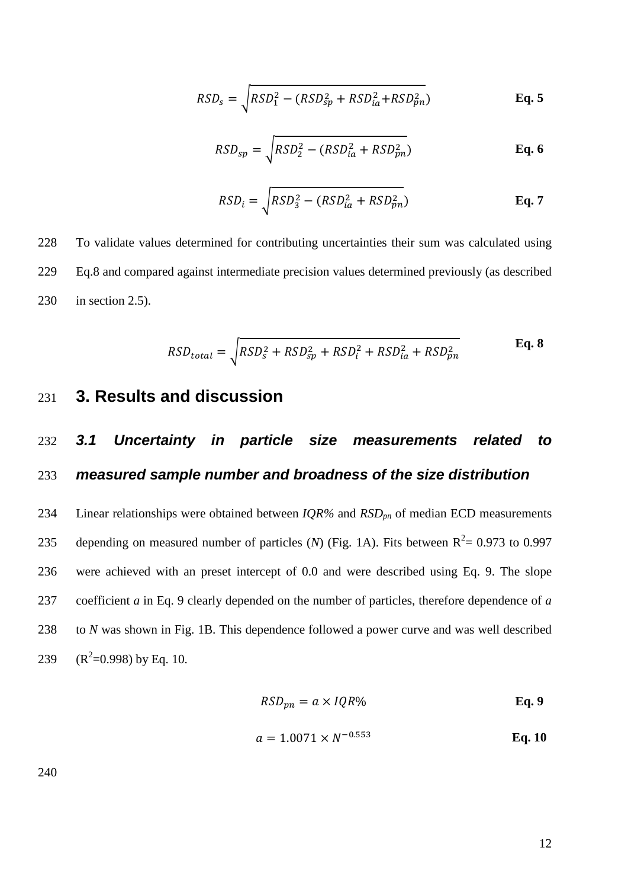$$RSD_s = \sqrt{RSD_1^2 - (RSD_{sp}^2 + RSD_{ia}^2 + RSD_{pn}^2)} \quad \textbf{Eq. 5}$$

$$RSD_{sp} = \sqrt{RSD_2^2 - (RSD_{ia}^2 + RSD_{pn}^2)} \quad \textbf{Eq. 6}$$

$$RSD_i = \sqrt{RSD_3^2 - (RSD_{ia}^2 + RSD_{pn}^2)} \quad \textbf{Eq. 7}$$

To validate values determined for contributing uncertainties their sum was calculated using Eq.8 and compared against intermediate precision values determined previously (as described in section 2.5).

$$RSD_{total} = \sqrt{RSD_s^2 + RSD_{sp}^2 + RSD_i^2 + RSD_{ia}^2 + RSD_{pn}^2} \quad \textbf{Eq. 8}$$

# 3. Results and discussion

## *3.1 Uncertainty in particle size measurements related to measured sample number and broadness of the size distribution*

Linear relationships were obtained between *IQR%* and $RSD_{pn}$ of median ECD measurements depending on measured number of particles (*N*) (Fig. 1A). Fits between $R^2$= 0.973 to 0.997 were achieved with an preset intercept of 0.0 and were described using Eq. 9. The slope coefficient *a* in Eq. 9 clearly depended on the number of particles, therefore dependence of *a* to *N* was shown in Fig. 1B. This dependence followed a power curve and was well described ($R^2$=0.998) by Eq. 10.

$$RSD_{pn} = a \times IQR\% \quad \textbf{Eq. 9}$$

$$a = 1.0071 \times N^{-0.553} \quad \textbf{Eq. 10}$$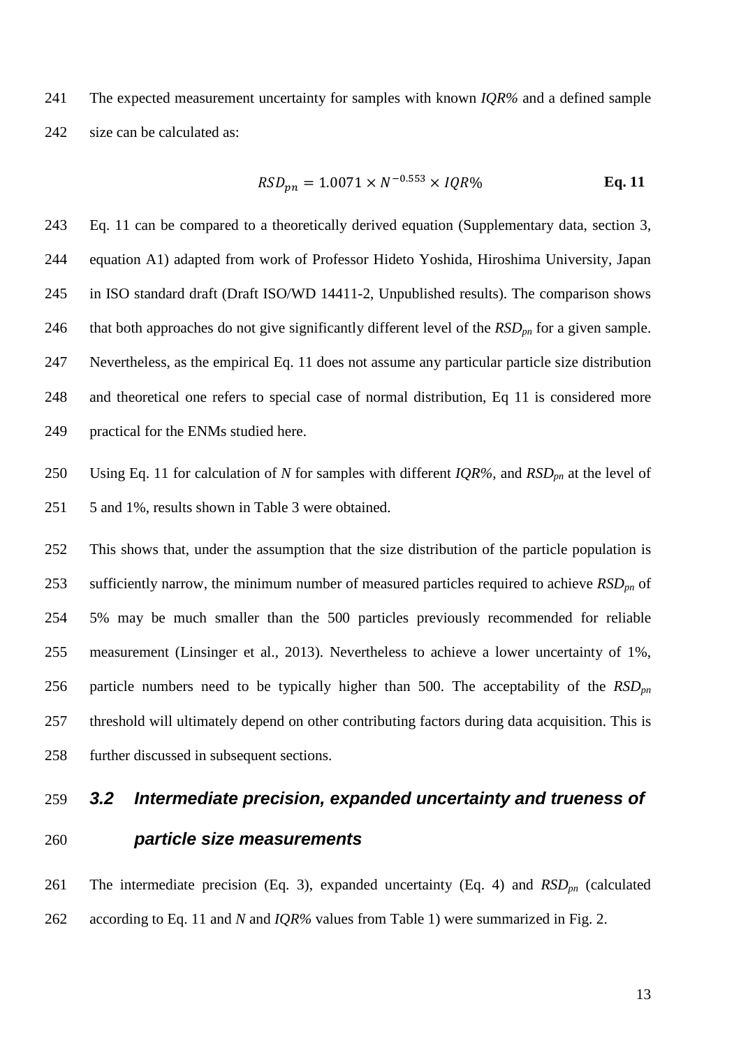The expected measurement uncertainty for samples with known *IQR%* and a defined sample size can be calculated as:

$$RSD_{pn} = 1.0071 \times N^{-0.553} \times IQR\% \qquad \textbf{Eq. 11}$$

Eq. 11 can be compared to a theoretically derived equation (Supplementary data, section 3, equation A1) adapted from work of Professor Hideto Yoshida, Hiroshima University, Japan in ISO standard draft (Draft ISO/WD 14411-2, Unpublished results). The comparison shows that both approaches do not give significantly different level of the $RSD_{pn}$ for a given sample. Nevertheless, as the empirical Eq. 11 does not assume any particular particle size distribution and theoretical one refers to special case of normal distribution, Eq 11 is considered more practical for the ENMs studied here.

Using Eq. 11 for calculation of $N$ for samples with different *IQR%*, and $RSD_{pn}$ at the level of 5 and 1%, results shown in Table 3 were obtained.

This shows that, under the assumption that the size distribution of the particle population is sufficiently narrow, the minimum number of measured particles required to achieve $RSD_{pn}$ of 5% may be much smaller than the 500 particles previously recommended for reliable measurement (Linsinger et al., 2013). Nevertheless to achieve a lower uncertainty of 1%, particle numbers need to be typically higher than 500. The acceptability of the $RSD_{pn}$ threshold will ultimately depend on other contributing factors during data acquisition. This is further discussed in subsequent sections.

## 3.2 Intermediate precision, expanded uncertainty and trueness of particle size measurements

The intermediate precision (Eq. 3), expanded uncertainty (Eq. 4) and $RSD_{pn}$ (calculated according to Eq. 11 and $N$ and *IQR%* values from Table 1) were summarized in Fig. 2.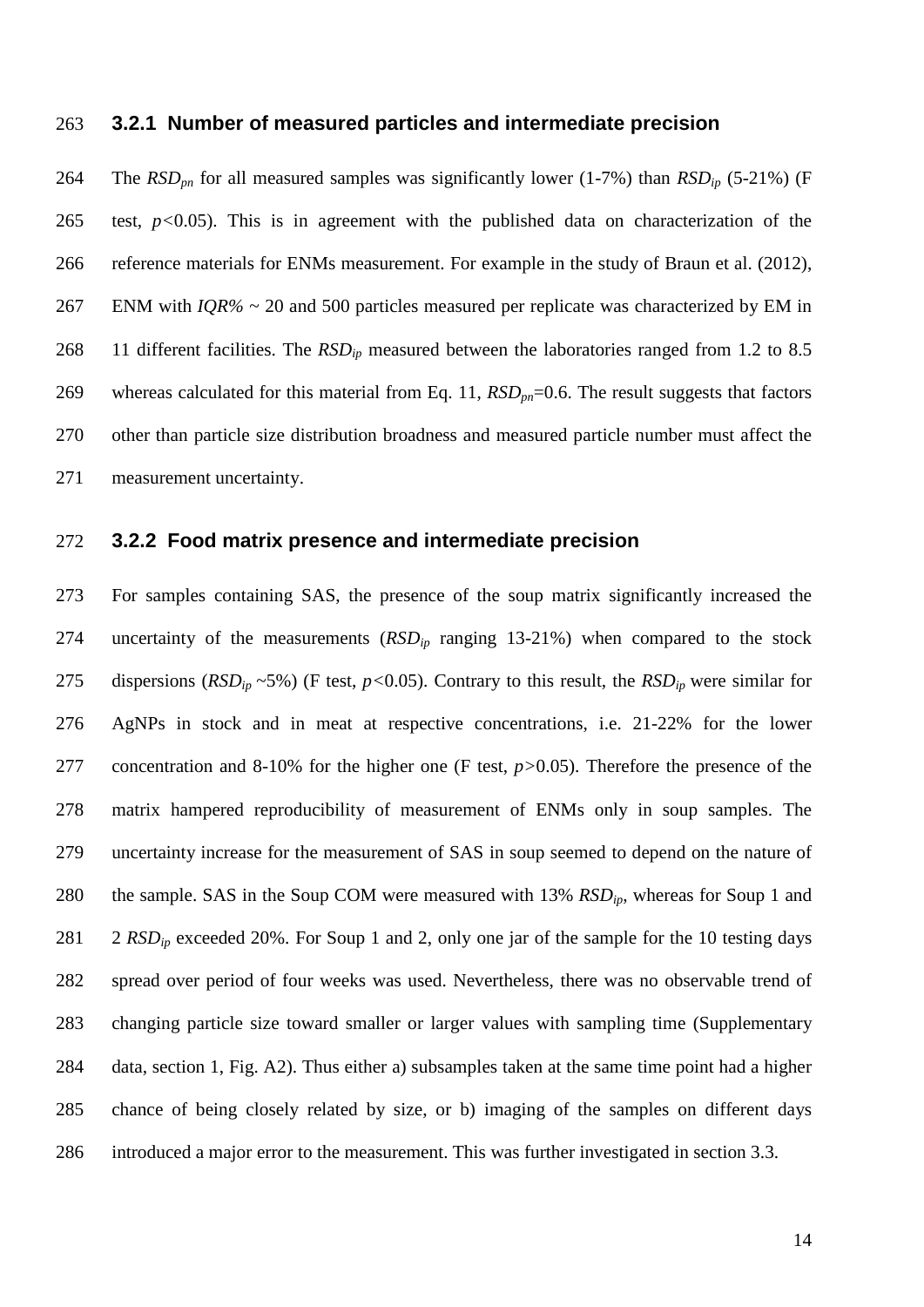### 3.2.1 Number of measured particles and intermediate precision

The $RSD_{pn}$ for all measured samples was significantly lower (1-7%) than $RSD_{ip}$ (5-21%) (F test, $p<0.05$). This is in agreement with the published data on characterization of the reference materials for ENMs measurement. For example in the study of Braun et al. (2012), ENM with $IQR\%$ ~ 20 and 500 particles measured per replicate was characterized by EM in 11 different facilities. The $RSD_{ip}$ measured between the laboratories ranged from 1.2 to 8.5 whereas calculated for this material from Eq. 11, $RSD_{pn}$=0.6. The result suggests that factors other than particle size distribution broadness and measured particle number must affect the measurement uncertainty.

### 3.2.2 Food matrix presence and intermediate precision

For samples containing SAS, the presence of the soup matrix significantly increased the uncertainty of the measurements ($RSD_{ip}$ ranging 13-21%) when compared to the stock dispersions ($RSD_{ip}$ ~5%) (F test, $p<0.05$). Contrary to this result, the $RSD_{ip}$ were similar for AgNPs in stock and in meat at respective concentrations, i.e. 21-22% for the lower concentration and 8-10% for the higher one (F test, $p>0.05$). Therefore the presence of the matrix hampered reproducibility of measurement of ENMs only in soup samples. The uncertainty increase for the measurement of SAS in soup seemed to depend on the nature of the sample. SAS in the Soup COM were measured with 13% $RSD_{ip}$, whereas for Soup 1 and 2 $RSD_{ip}$ exceeded 20%. For Soup 1 and 2, only one jar of the sample for the 10 testing days spread over period of four weeks was used. Nevertheless, there was no observable trend of changing particle size toward smaller or larger values with sampling time (Supplementary data, section 1, Fig. A2). Thus either a) subsamples taken at the same time point had a higher chance of being closely related by size, or b) imaging of the samples on different days introduced a major error to the measurement. This was further investigated in section 3.3.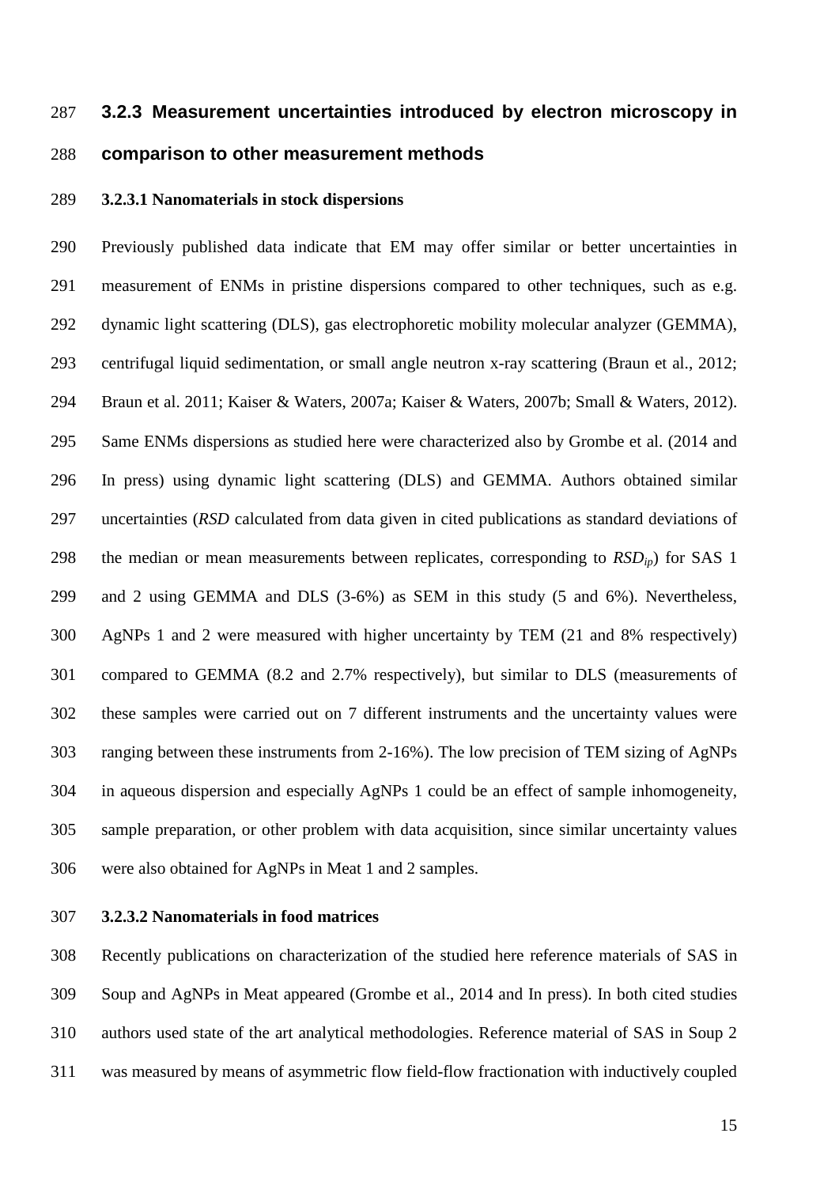### 3.2.3 Measurement uncertainties introduced by electron microscopy in comparison to other measurement methods

#### 3.2.3.1 Nanomaterials in stock dispersions

Previously published data indicate that EM may offer similar or better uncertainties in measurement of ENMs in pristine dispersions compared to other techniques, such as e.g. dynamic light scattering (DLS), gas electrophoretic mobility molecular analyzer (GEMMA), centrifugal liquid sedimentation, or small angle neutron x-ray scattering (Braun et al., 2012; Braun et al. 2011; Kaiser & Waters, 2007a; Kaiser & Waters, 2007b; Small & Waters, 2012). Same ENMs dispersions as studied here were characterized also by Grombe et al. (2014 and In press) using dynamic light scattering (DLS) and GEMMA. Authors obtained similar uncertainties (*RSD* calculated from data given in cited publications as standard deviations of the median or mean measurements between replicates, corresponding to $RSD_{ip}$) for SAS 1 and 2 using GEMMA and DLS (3-6%) as SEM in this study (5 and 6%). Nevertheless, AgNPs 1 and 2 were measured with higher uncertainty by TEM (21 and 8% respectively) compared to GEMMA (8.2 and 2.7% respectively), but similar to DLS (measurements of these samples were carried out on 7 different instruments and the uncertainty values were ranging between these instruments from 2-16%). The low precision of TEM sizing of AgNPs in aqueous dispersion and especially AgNPs 1 could be an effect of sample inhomogeneity, sample preparation, or other problem with data acquisition, since similar uncertainty values were also obtained for AgNPs in Meat 1 and 2 samples.

#### 3.2.3.2 Nanomaterials in food matrices

Recently publications on characterization of the studied here reference materials of SAS in Soup and AgNPs in Meat appeared (Grombe et al., 2014 and In press). In both cited studies authors used state of the art analytical methodologies. Reference material of SAS in Soup 2 was measured by means of asymmetric flow field-flow fractionation with inductively coupled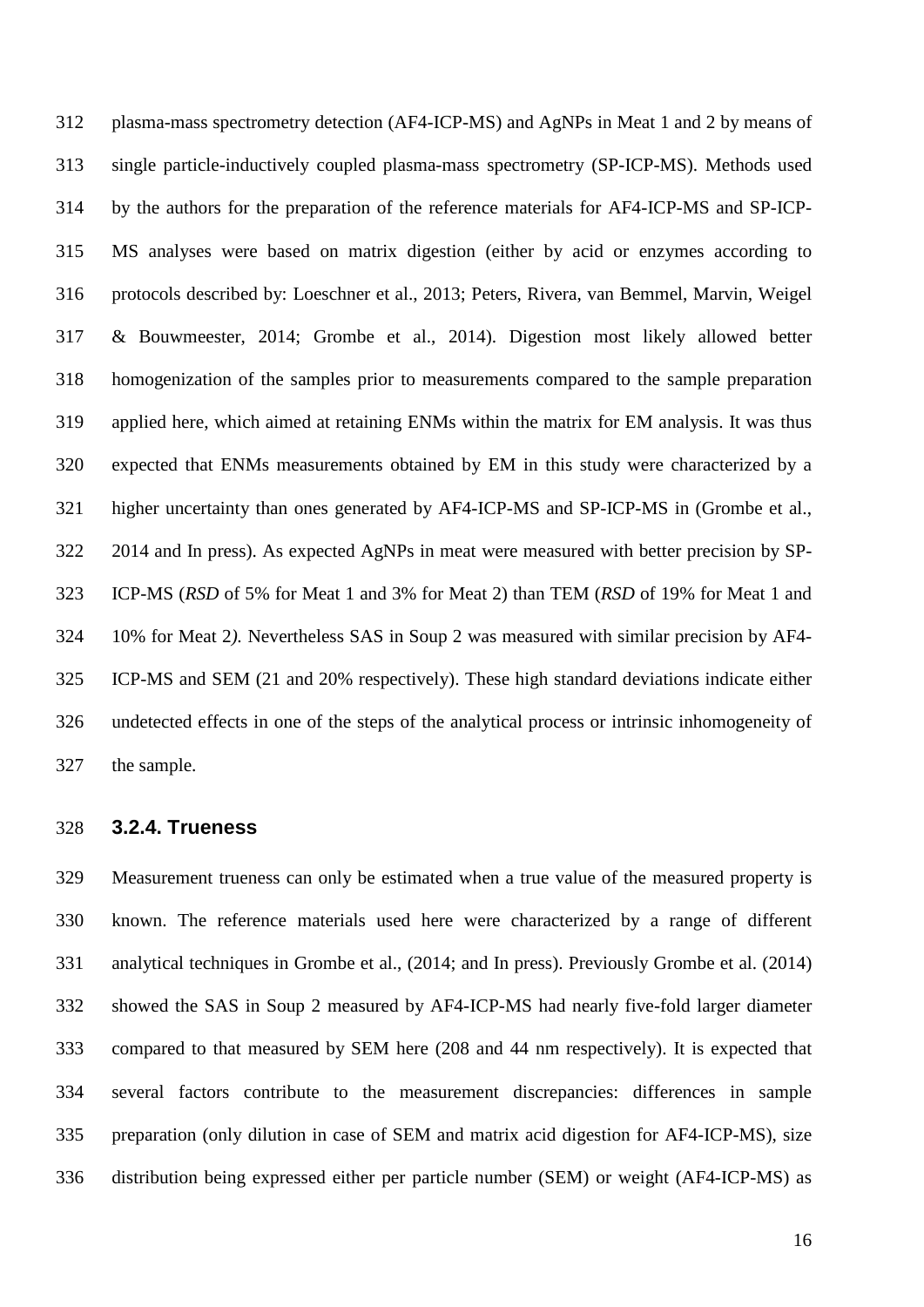plasma-mass spectrometry detection (AF4-ICP-MS) and AgNPs in Meat 1 and 2 by means of single particle-inductively coupled plasma-mass spectrometry (SP-ICP-MS). Methods used by the authors for the preparation of the reference materials for AF4-ICP-MS and SP-ICP-MS analyses were based on matrix digestion (either by acid or enzymes according to protocols described by: Loeschner et al., 2013; Peters, Rivera, van Bemmel, Marvin, Weigel & Bouwmeester, 2014; Grombe et al., 2014). Digestion most likely allowed better homogenization of the samples prior to measurements compared to the sample preparation applied here, which aimed at retaining ENMs within the matrix for EM analysis. It was thus expected that ENMs measurements obtained by EM in this study were characterized by a higher uncertainty than ones generated by AF4-ICP-MS and SP-ICP-MS in (Grombe et al., 2014 and In press). As expected AgNPs in meat were measured with better precision by SP-ICP-MS (*RSD* of 5% for Meat 1 and 3% for Meat 2) than TEM (*RSD* of 19% for Meat 1 and 10% for Meat 2*).* Nevertheless SAS in Soup 2 was measured with similar precision by AF4-ICP-MS and SEM (21 and 20% respectively). These high standard deviations indicate either undetected effects in one of the steps of the analytical process or intrinsic inhomogeneity of the sample.

### 3.2.4. Trueness

Measurement trueness can only be estimated when a true value of the measured property is known. The reference materials used here were characterized by a range of different analytical techniques in Grombe et al., (2014; and In press). Previously Grombe et al. (2014) showed the SAS in Soup 2 measured by AF4-ICP-MS had nearly five-fold larger diameter compared to that measured by SEM here (208 and 44 nm respectively). It is expected that several factors contribute to the measurement discrepancies: differences in sample preparation (only dilution in case of SEM and matrix acid digestion for AF4-ICP-MS), size distribution being expressed either per particle number (SEM) or weight (AF4-ICP-MS) as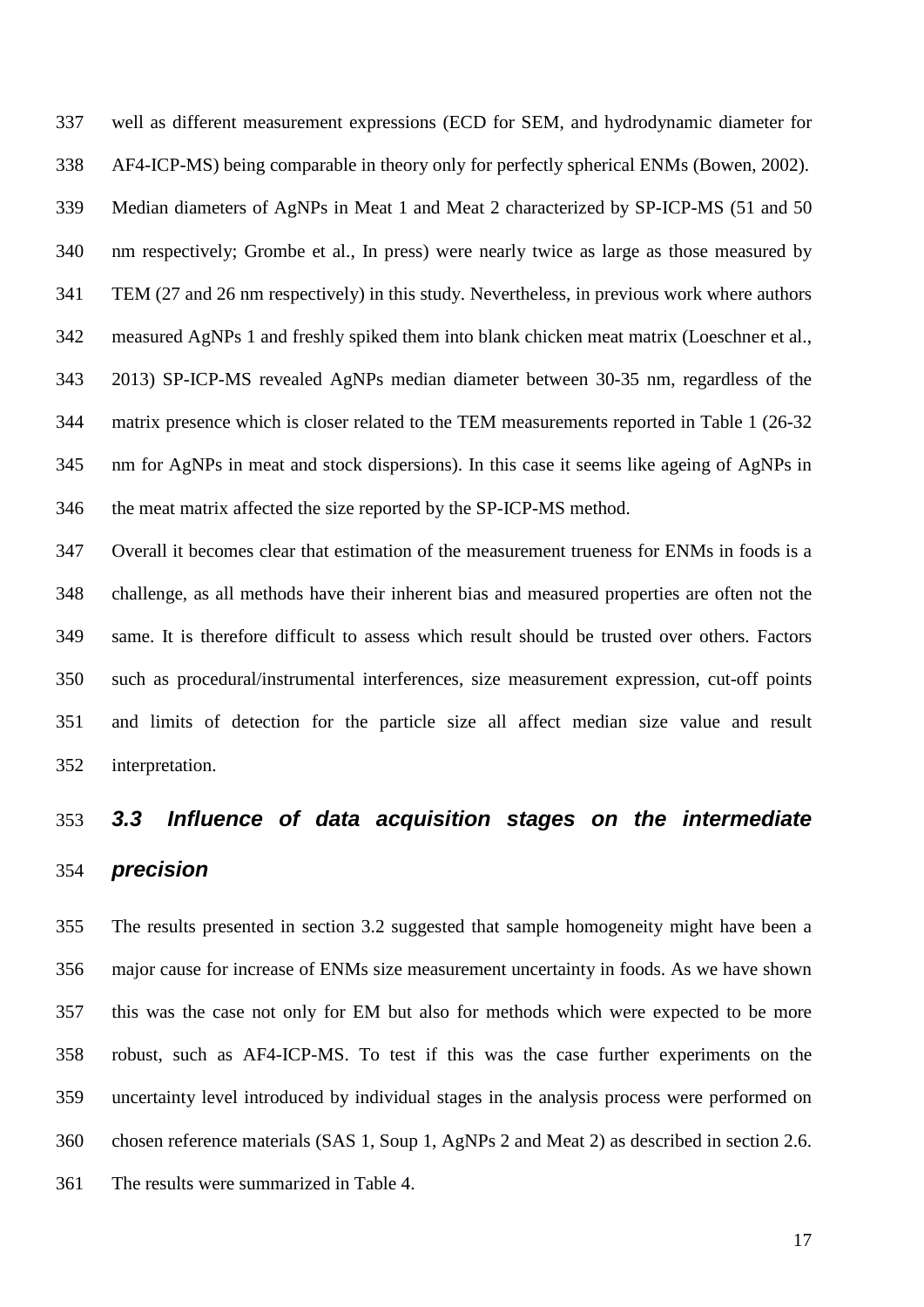well as different measurement expressions (ECD for SEM, and hydrodynamic diameter for AF4-ICP-MS) being comparable in theory only for perfectly spherical ENMs (Bowen, 2002). Median diameters of AgNPs in Meat 1 and Meat 2 characterized by SP-ICP-MS (51 and 50 nm respectively; Grombe et al., In press) were nearly twice as large as those measured by TEM (27 and 26 nm respectively) in this study. Nevertheless, in previous work where authors measured AgNPs 1 and freshly spiked them into blank chicken meat matrix (Loeschner et al., 2013) SP-ICP-MS revealed AgNPs median diameter between 30-35 nm, regardless of the matrix presence which is closer related to the TEM measurements reported in Table 1 (26-32 nm for AgNPs in meat and stock dispersions). In this case it seems like ageing of AgNPs in the meat matrix affected the size reported by the SP-ICP-MS method.

Overall it becomes clear that estimation of the measurement trueness for ENMs in foods is a challenge, as all methods have their inherent bias and measured properties are often not the same. It is therefore difficult to assess which result should be trusted over others. Factors such as procedural/instrumental interferences, size measurement expression, cut-off points and limits of detection for the particle size all affect median size value and result interpretation.

### *3.3 Influence of data acquisition stages on the intermediate precision*

The results presented in section 3.2 suggested that sample homogeneity might have been a major cause for increase of ENMs size measurement uncertainty in foods. As we have shown this was the case not only for EM but also for methods which were expected to be more robust, such as AF4-ICP-MS. To test if this was the case further experiments on the uncertainty level introduced by individual stages in the analysis process were performed on chosen reference materials (SAS 1, Soup 1, AgNPs 2 and Meat 2) as described in section 2.6. The results were summarized in Table 4.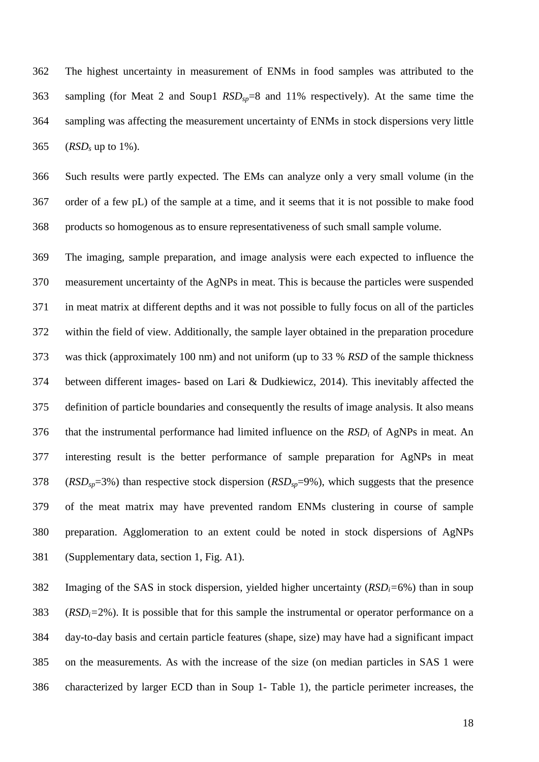The highest uncertainty in measurement of ENMs in food samples was attributed to the sampling (for Meat 2 and Soup1 $RSD_{sp}$=8 and 11% respectively). At the same time the sampling was affecting the measurement uncertainty of ENMs in stock dispersions very little ($RSD_s$ up to 1%).

Such results were partly expected. The EMs can analyze only a very small volume (in the order of a few pL) of the sample at a time, and it seems that it is not possible to make food products so homogenous as to ensure representativeness of such small sample volume.

The imaging, sample preparation, and image analysis were each expected to influence the measurement uncertainty of the AgNPs in meat. This is because the particles were suspended in meat matrix at different depths and it was not possible to fully focus on all of the particles within the field of view. Additionally, the sample layer obtained in the preparation procedure was thick (approximately 100 nm) and not uniform (up to 33 % *RSD* of the sample thickness between different images- based on Lari & Dudkiewicz, 2014). This inevitably affected the definition of particle boundaries and consequently the results of image analysis. It also means that the instrumental performance had limited influence on the $RSD_i$ of AgNPs in meat. An interesting result is the better performance of sample preparation for AgNPs in meat ($RSD_{sp}$=3%) than respective stock dispersion ($RSD_{sp}$=9%), which suggests that the presence of the meat matrix may have prevented random ENMs clustering in course of sample preparation. Agglomeration to an extent could be noted in stock dispersions of AgNPs (Supplementary data, section 1, Fig. A1).

Imaging of the SAS in stock dispersion, yielded higher uncertainty ($RSD_i$=6%) than in soup ($RSD_i$=2%). It is possible that for this sample the instrumental or operator performance on a day-to-day basis and certain particle features (shape, size) may have had a significant impact on the measurements. As with the increase of the size (on median particles in SAS 1 were characterized by larger ECD than in Soup 1- Table 1), the particle perimeter increases, the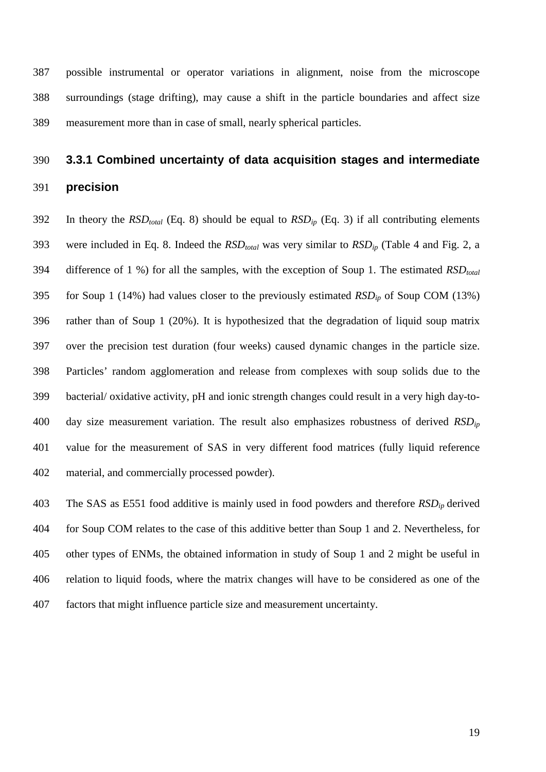possible instrumental or operator variations in alignment, noise from the microscope surroundings (stage drifting), may cause a shift in the particle boundaries and affect size measurement more than in case of small, nearly spherical particles.

### 3.3.1 Combined uncertainty of data acquisition stages and intermediate precision

In theory the $RSD_{total}$ (Eq. 8) should be equal to $RSD_{ip}$ (Eq. 3) if all contributing elements were included in Eq. 8. Indeed the $RSD_{total}$ was very similar to $RSD_{ip}$ (Table 4 and Fig. 2, a difference of 1 %) for all the samples, with the exception of Soup 1. The estimated $RSD_{total}$ for Soup 1 (14%) had values closer to the previously estimated $RSD_{ip}$ of Soup COM (13%) rather than of Soup 1 (20%). It is hypothesized that the degradation of liquid soup matrix over the precision test duration (four weeks) caused dynamic changes in the particle size. Particles' random agglomeration and release from complexes with soup solids due to the bacterial/ oxidative activity, pH and ionic strength changes could result in a very high day-to-day size measurement variation. The result also emphasizes robustness of derived $RSD_{ip}$ value for the measurement of SAS in very different food matrices (fully liquid reference material, and commercially processed powder).

The SAS as E551 food additive is mainly used in food powders and therefore $RSD_{ip}$ derived for Soup COM relates to the case of this additive better than Soup 1 and 2. Nevertheless, for other types of ENMs, the obtained information in study of Soup 1 and 2 might be useful in relation to liquid foods, where the matrix changes will have to be considered as one of the factors that might influence particle size and measurement uncertainty.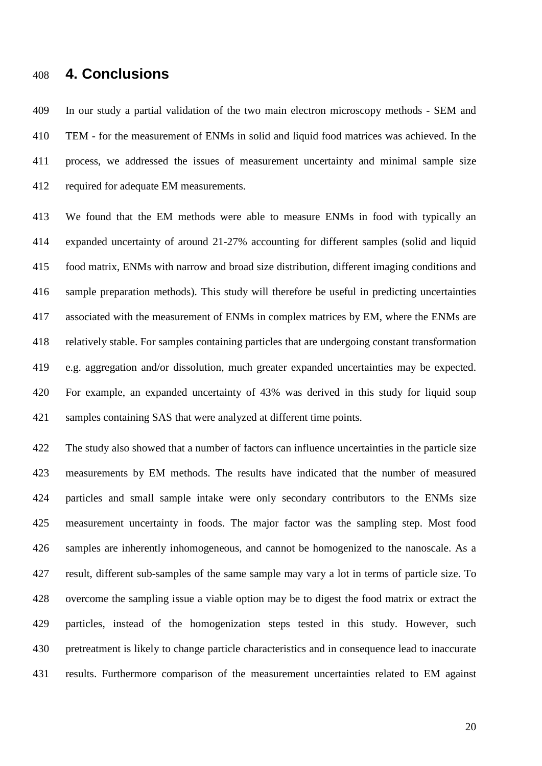## 4. Conclusions

In our study a partial validation of the two main electron microscopy methods - SEM and TEM - for the measurement of ENMs in solid and liquid food matrices was achieved. In the process, we addressed the issues of measurement uncertainty and minimal sample size required for adequate EM measurements.

We found that the EM methods were able to measure ENMs in food with typically an expanded uncertainty of around 21-27% accounting for different samples (solid and liquid food matrix, ENMs with narrow and broad size distribution, different imaging conditions and sample preparation methods). This study will therefore be useful in predicting uncertainties associated with the measurement of ENMs in complex matrices by EM, where the ENMs are relatively stable. For samples containing particles that are undergoing constant transformation e.g. aggregation and/or dissolution, much greater expanded uncertainties may be expected. For example, an expanded uncertainty of 43% was derived in this study for liquid soup samples containing SAS that were analyzed at different time points.

The study also showed that a number of factors can influence uncertainties in the particle size measurements by EM methods. The results have indicated that the number of measured particles and small sample intake were only secondary contributors to the ENMs size measurement uncertainty in foods. The major factor was the sampling step. Most food samples are inherently inhomogeneous, and cannot be homogenized to the nanoscale. As a result, different sub-samples of the same sample may vary a lot in terms of particle size. To overcome the sampling issue a viable option may be to digest the food matrix or extract the particles, instead of the homogenization steps tested in this study. However, such pretreatment is likely to change particle characteristics and in consequence lead to inaccurate results. Furthermore comparison of the measurement uncertainties related to EM against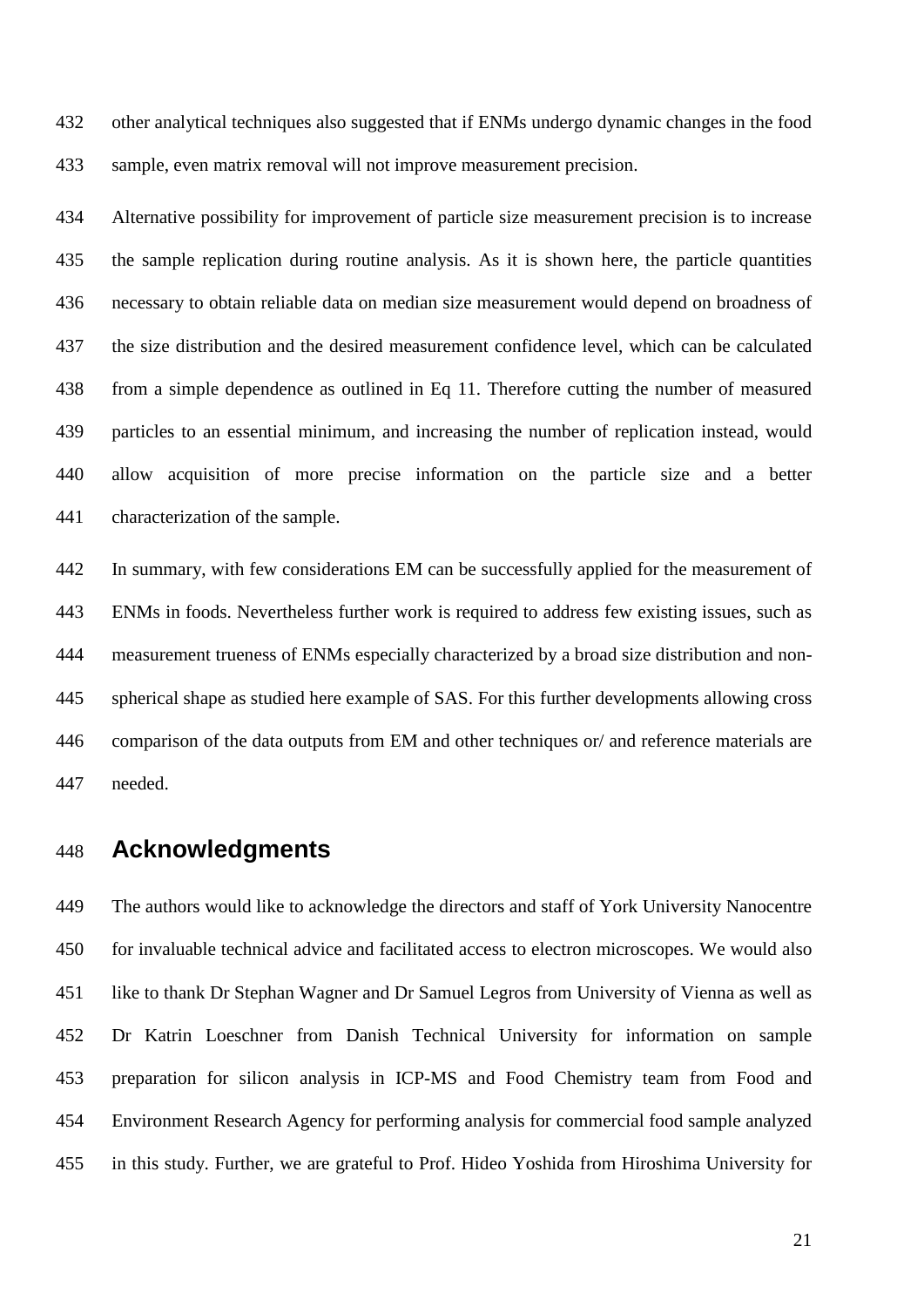other analytical techniques also suggested that if ENMs undergo dynamic changes in the food sample, even matrix removal will not improve measurement precision.

Alternative possibility for improvement of particle size measurement precision is to increase the sample replication during routine analysis. As it is shown here, the particle quantities necessary to obtain reliable data on median size measurement would depend on broadness of the size distribution and the desired measurement confidence level, which can be calculated from a simple dependence as outlined in Eq 11. Therefore cutting the number of measured particles to an essential minimum, and increasing the number of replication instead, would allow acquisition of more precise information on the particle size and a better characterization of the sample.

In summary, with few considerations EM can be successfully applied for the measurement of ENMs in foods. Nevertheless further work is required to address few existing issues, such as measurement trueness of ENMs especially characterized by a broad size distribution and non-spherical shape as studied here example of SAS. For this further developments allowing cross comparison of the data outputs from EM and other techniques or/ and reference materials are needed.

## Acknowledgments

The authors would like to acknowledge the directors and staff of York University Nanocentre for invaluable technical advice and facilitated access to electron microscopes. We would also like to thank Dr Stephan Wagner and Dr Samuel Legros from University of Vienna as well as Dr Katrin Loeschner from Danish Technical University for information on sample preparation for silicon analysis in ICP-MS and Food Chemistry team from Food and Environment Research Agency for performing analysis for commercial food sample analyzed in this study. Further, we are grateful to Prof. Hideo Yoshida from Hiroshima University for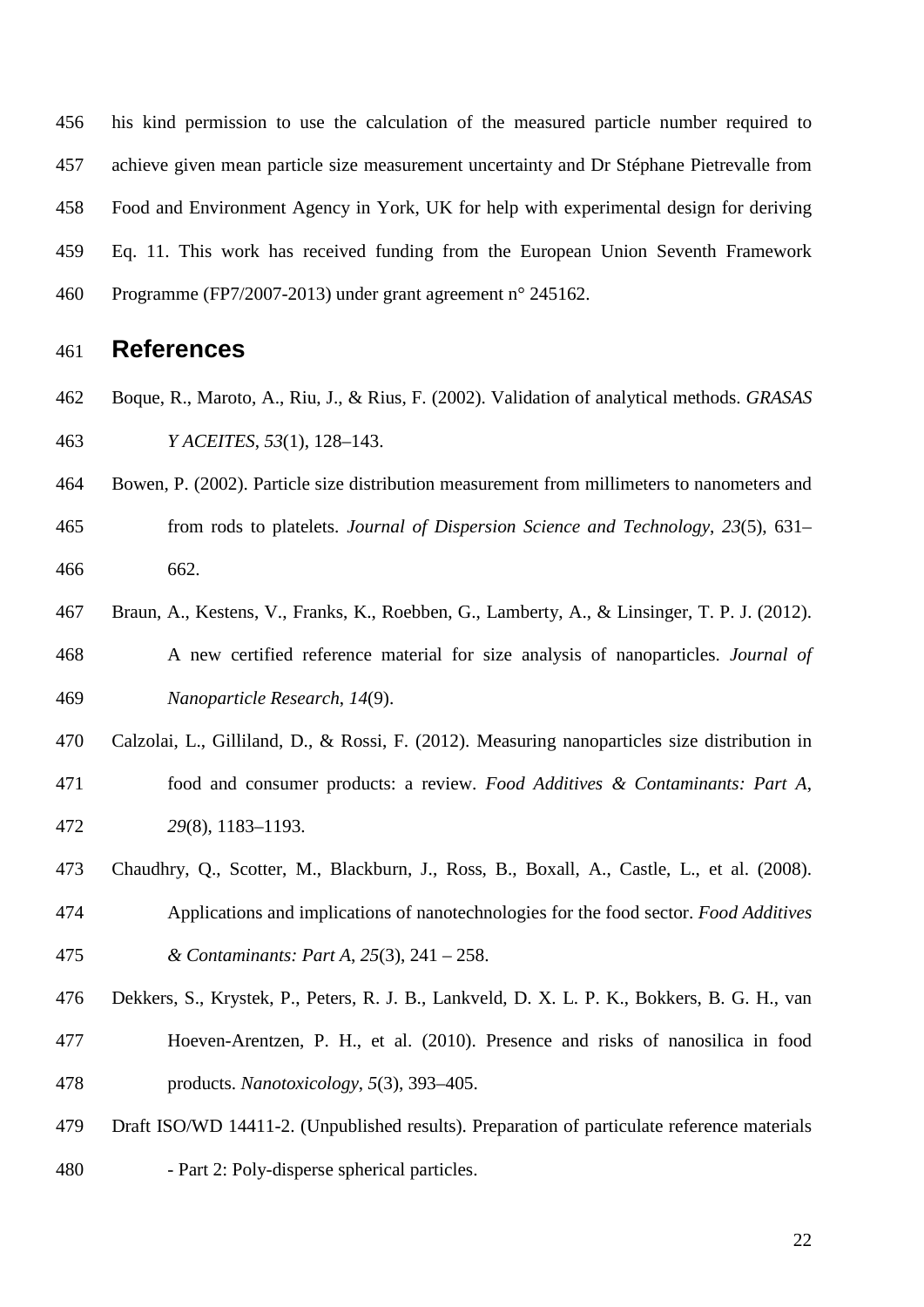his kind permission to use the calculation of the measured particle number required to achieve given mean particle size measurement uncertainty and Dr Stéphane Pietrevalle from Food and Environment Agency in York, UK for help with experimental design for deriving Eq. 11. This work has received funding from the European Union Seventh Framework Programme (FP7/2007-2013) under grant agreement n° 245162.

## References

Boque, R., Maroto, A., Riu, J., & Rius, F. (2002). Validation of analytical methods. *GRASAS Y ACEITES*, *53*(1), 128–143.

Bowen, P. (2002). Particle size distribution measurement from millimeters to nanometers and from rods to platelets. *Journal of Dispersion Science and Technology*, *23*(5), 631–662.

Braun, A., Kestens, V., Franks, K., Roebben, G., Lamberty, A., & Linsinger, T. P. J. (2012). A new certified reference material for size analysis of nanoparticles. *Journal of Nanoparticle Research*, *14*(9).

Calzolai, L., Gilliland, D., & Rossi, F. (2012). Measuring nanoparticles size distribution in food and consumer products: a review. *Food Additives & Contaminants: Part A*, *29*(8), 1183–1193.

Chaudhry, Q., Scotter, M., Blackburn, J., Ross, B., Boxall, A., Castle, L., et al. (2008). Applications and implications of nanotechnologies for the food sector. *Food Additives & Contaminants: Part A*, *25*(3), 241 – 258.

Dekkers, S., Krystek, P., Peters, R. J. B., Lankveld, D. X. L. P. K., Bokkers, B. G. H., van Hoeven-Arentzen, P. H., et al. (2010). Presence and risks of nanosilica in food products. *Nanotoxicology*, *5*(3), 393–405.

Draft ISO/WD 14411-2. (Unpublished results). Preparation of particulate reference materials - Part 2: Poly-disperse spherical particles.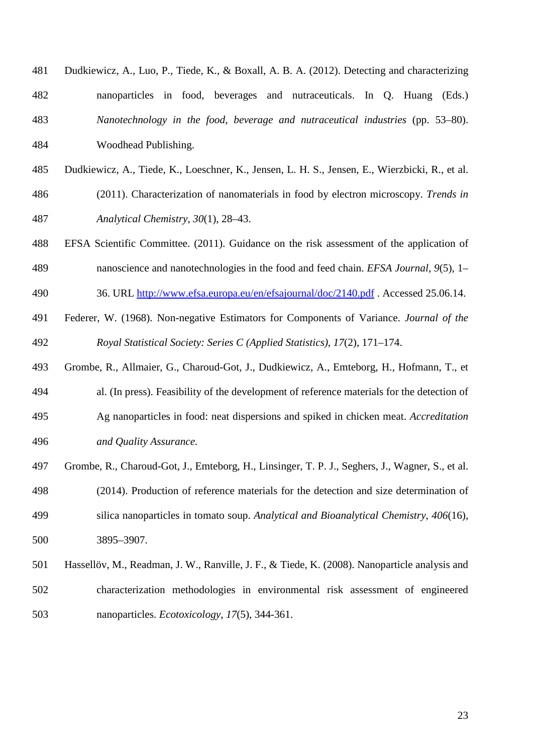Dudkiewicz, A., Luo, P., Tiede, K., & Boxall, A. B. A. (2012). Detecting and characterizing nanoparticles in food, beverages and nutraceuticals. In Q. Huang (Eds.) *Nanotechnology in the food, beverage and nutraceutical industries* (pp. 53–80). Woodhead Publishing.

Dudkiewicz, A., Tiede, K., Loeschner, K., Jensen, L. H. S., Jensen, E., Wierzbicki, R., et al. (2011). Characterization of nanomaterials in food by electron microscopy. *Trends in Analytical Chemistry*, *30*(1), 28–43.

EFSA Scientific Committee. (2011). Guidance on the risk assessment of the application of nanoscience and nanotechnologies in the food and feed chain. *EFSA Journal*, *9*(5), 1–36. URL http://www.efsa.europa.eu/en/efsajournal/doc/2140.pdf . Accessed 25.06.14.

Federer, W. (1968). Non-negative Estimators for Components of Variance. *Journal of the Royal Statistical Society: Series C (Applied Statistics)*, *17*(2), 171–174.

Grombe, R., Allmaier, G., Charoud-Got, J., Dudkiewicz, A., Emteborg, H., Hofmann, T., et al. (In press). Feasibility of the development of reference materials for the detection of Ag nanoparticles in food: neat dispersions and spiked in chicken meat. *Accreditation and Quality Assurance.*

Grombe, R., Charoud-Got, J., Emteborg, H., Linsinger, T. P. J., Seghers, J., Wagner, S., et al. (2014). Production of reference materials for the detection and size determination of silica nanoparticles in tomato soup. *Analytical and Bioanalytical Chemistry*, *406*(16), 3895–3907.

Hassellöv, M., Readman, J. W., Ranville, J. F., & Tiede, K. (2008). Nanoparticle analysis and characterization methodologies in environmental risk assessment of engineered nanoparticles. *Ecotoxicology*, *17*(5), 344-361.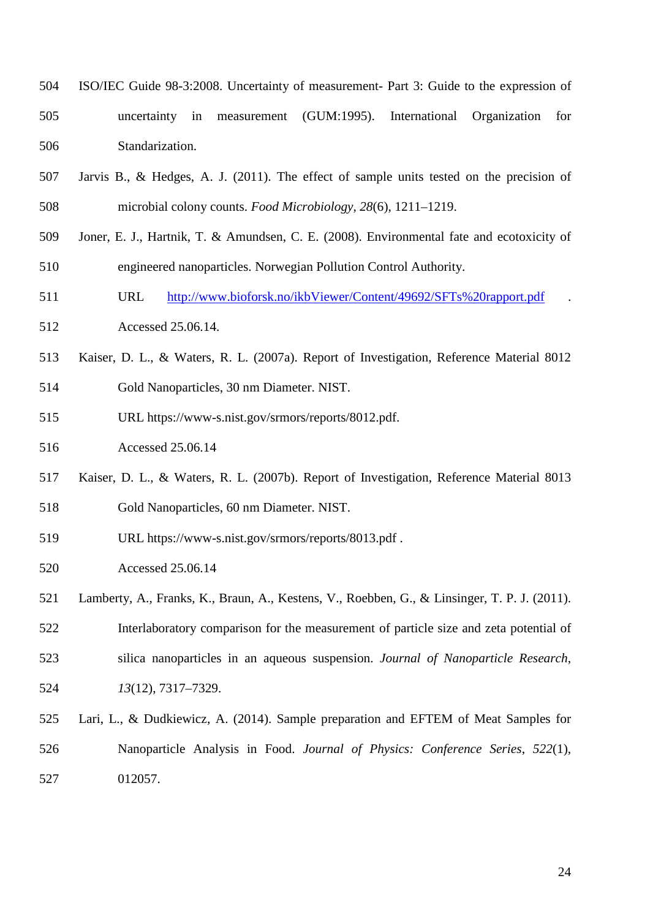ISO/IEC Guide 98-3:2008. Uncertainty of measurement- Part 3: Guide to the expression of uncertainty in measurement (GUM:1995). International Organization for Standarization.

Jarvis B., & Hedges, A. J. (2011). The effect of sample units tested on the precision of microbial colony counts. *Food Microbiology*, *28*(6), 1211–1219.

Joner, E. J., Hartnik, T. & Amundsen, C. E. (2008). Environmental fate and ecotoxicity of engineered nanoparticles. Norwegian Pollution Control Authority. URL http://www.bioforsk.no/ikbViewer/Content/49692/SFTs%20rapport.pdf . Accessed 25.06.14.

Kaiser, D. L., & Waters, R. L. (2007a). Report of Investigation, Reference Material 8012 Gold Nanoparticles, 30 nm Diameter. NIST. URL https://www-s.nist.gov/srmors/reports/8012.pdf. Accessed 25.06.14

Kaiser, D. L., & Waters, R. L. (2007b). Report of Investigation, Reference Material 8013 Gold Nanoparticles, 60 nm Diameter. NIST. URL https://www-s.nist.gov/srmors/reports/8013.pdf . Accessed 25.06.14

Lamberty, A., Franks, K., Braun, A., Kestens, V., Roebben, G., & Linsinger, T. P. J. (2011). Interlaboratory comparison for the measurement of particle size and zeta potential of silica nanoparticles in an aqueous suspension. *Journal of Nanoparticle Research*, *13*(12), 7317–7329.

Lari, L., & Dudkiewicz, A. (2014). Sample preparation and EFTEM of Meat Samples for Nanoparticle Analysis in Food. *Journal of Physics: Conference Series*, *522*(1), 012057.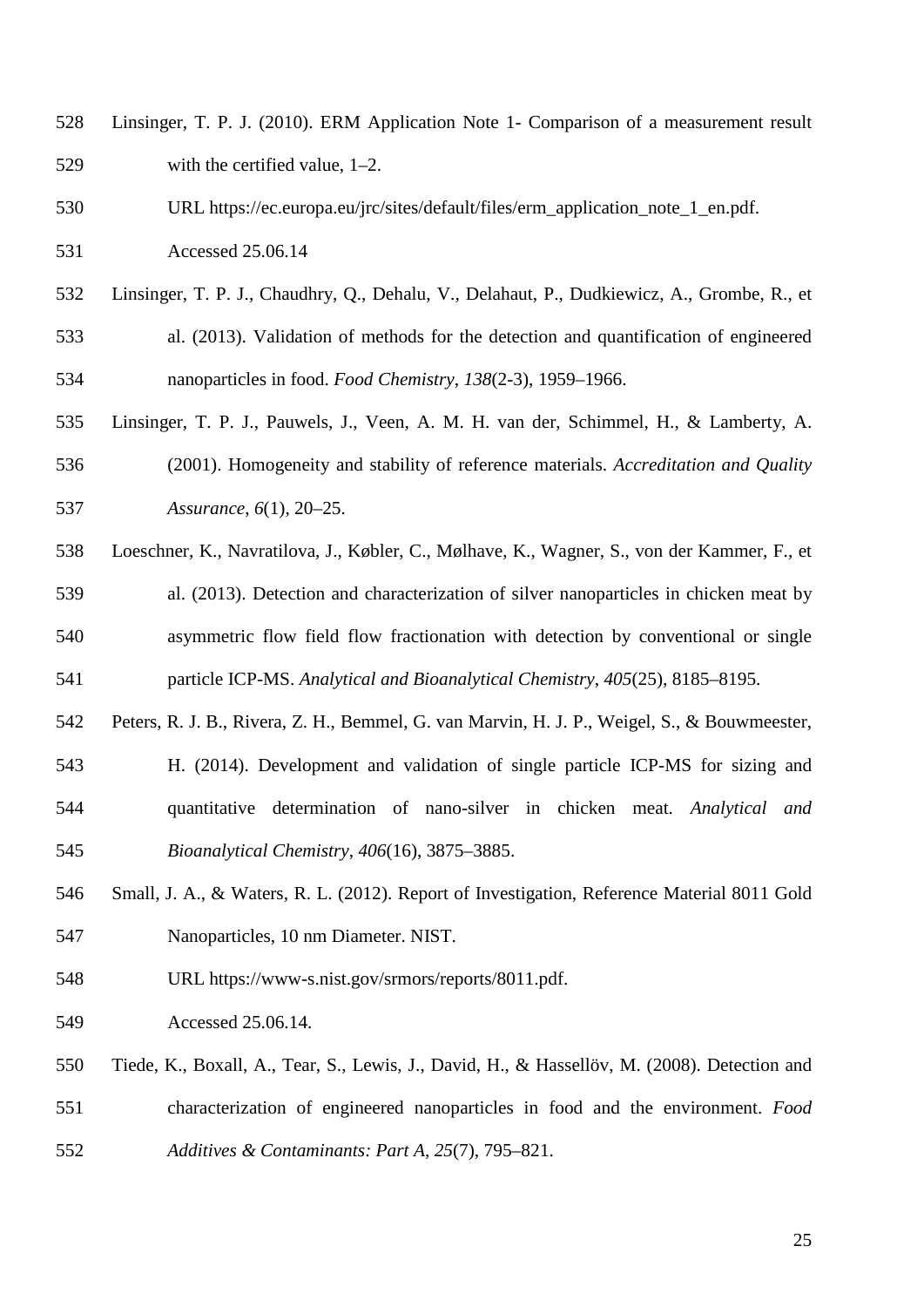Linsinger, T. P. J. (2010). ERM Application Note 1- Comparison of a measurement result with the certified value, 1–2. URL https://ec.europa.eu/jrc/sites/default/files/erm_application_note_1_en.pdf. Accessed 25.06.14

Linsinger, T. P. J., Chaudhry, Q., Dehalu, V., Delahaut, P., Dudkiewicz, A., Grombe, R., et al. (2013). Validation of methods for the detection and quantification of engineered nanoparticles in food. *Food Chemistry*, *138*(2-3), 1959–1966.

Linsinger, T. P. J., Pauwels, J., Veen, A. M. H. van der, Schimmel, H., & Lamberty, A. (2001). Homogeneity and stability of reference materials. *Accreditation and Quality Assurance*, *6*(1), 20–25.

Loeschner, K., Navratilova, J., Købler, C., Mølhave, K., Wagner, S., von der Kammer, F., et al. (2013). Detection and characterization of silver nanoparticles in chicken meat by asymmetric flow field flow fractionation with detection by conventional or single particle ICP-MS. *Analytical and Bioanalytical Chemistry*, *405*(25), 8185–8195.

Peters, R. J. B., Rivera, Z. H., Bemmel, G. van Marvin, H. J. P., Weigel, S., & Bouwmeester, H. (2014). Development and validation of single particle ICP-MS for sizing and quantitative determination of nano-silver in chicken meat. *Analytical and Bioanalytical Chemistry*, *406*(16), 3875–3885.

Small, J. A., & Waters, R. L. (2012). Report of Investigation, Reference Material 8011 Gold Nanoparticles, 10 nm Diameter. NIST. URL https://www-s.nist.gov/srmors/reports/8011.pdf. Accessed 25.06.14.

Tiede, K., Boxall, A., Tear, S., Lewis, J., David, H., & Hassellöv, M. (2008). Detection and characterization of engineered nanoparticles in food and the environment. *Food Additives & Contaminants: Part A*, *25*(7), 795–821.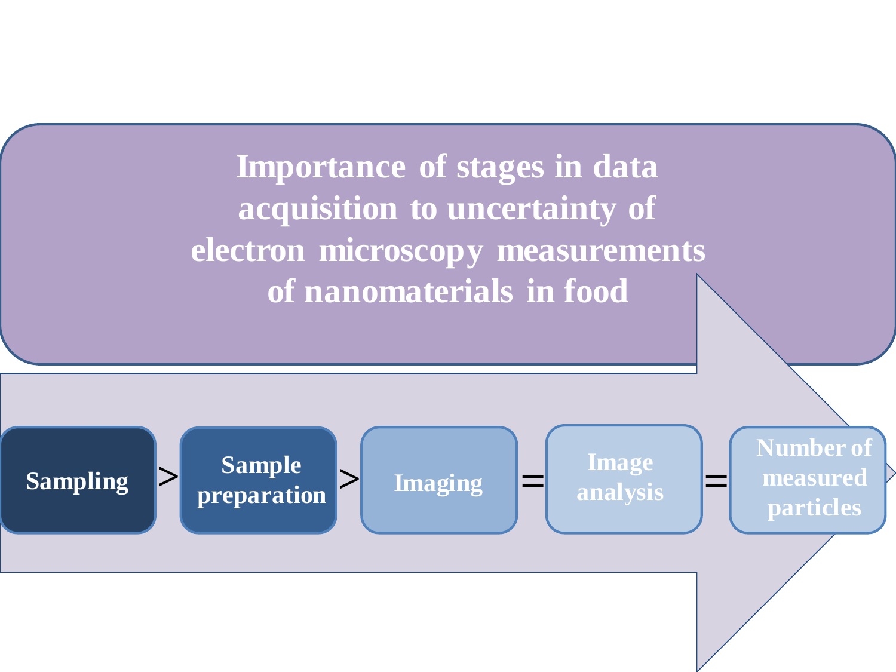# Importance of stages in data acquisition to uncertainty of electron microscopy measurements of nanomaterials in food

Sampling > Sample preparation > Imaging = Image analysis = Number of measured particles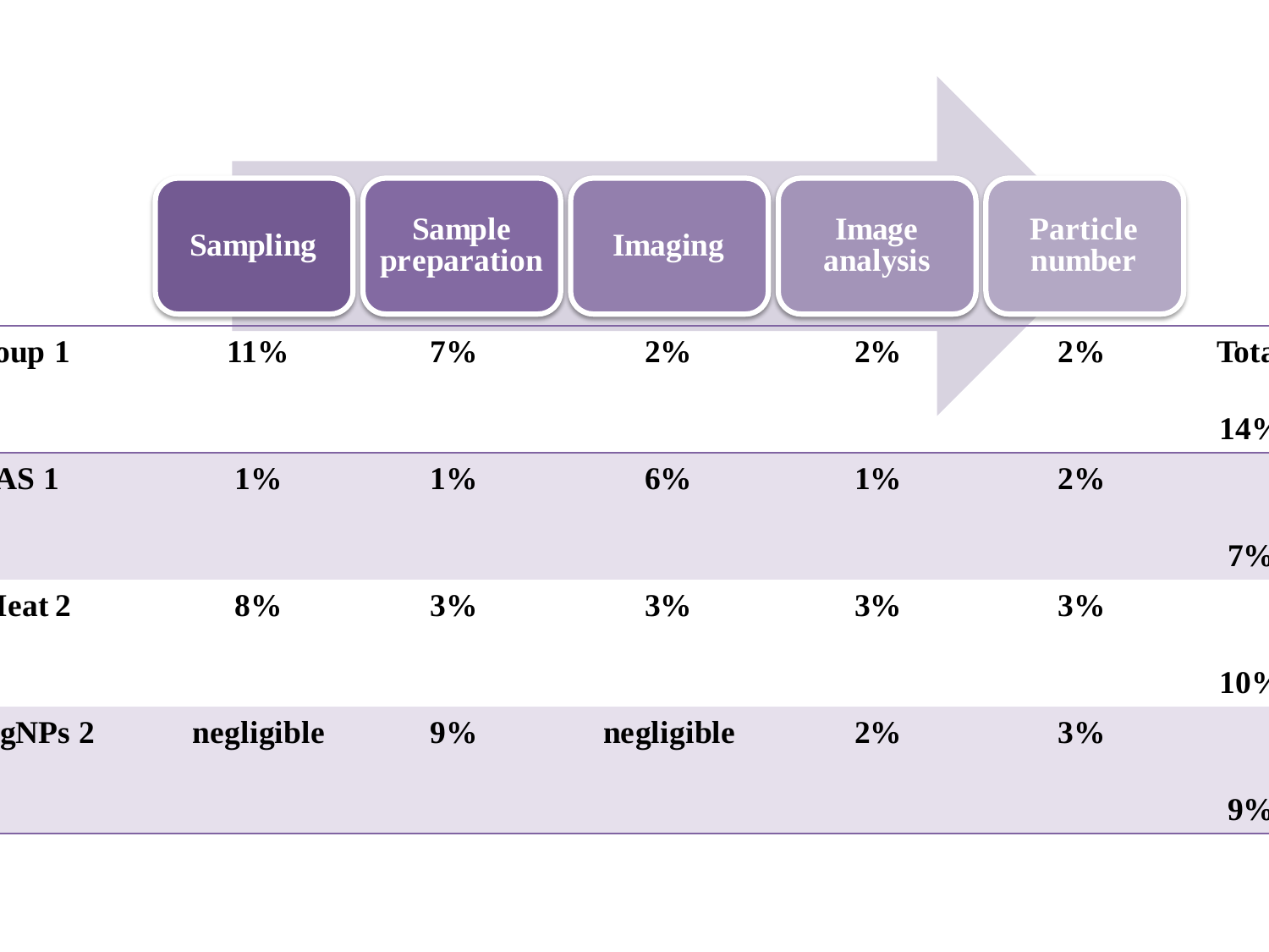| | Sampling | Sample preparation | Imaging | Image analysis | Particle number | Tota |
|---|---|---|---|---|---|---|
| oup 1 | 11% | 7% | 2% | 2% | 2% | 14% |
| AS 1 | 1% | 1% | 6% | 1% | 2% | 7% |
| Ieat 2 | 8% | 3% | 3% | 3% | 3% | 10% |
| gNPs 2 | negligible | 9% | negligible | 2% | 3% | 9% |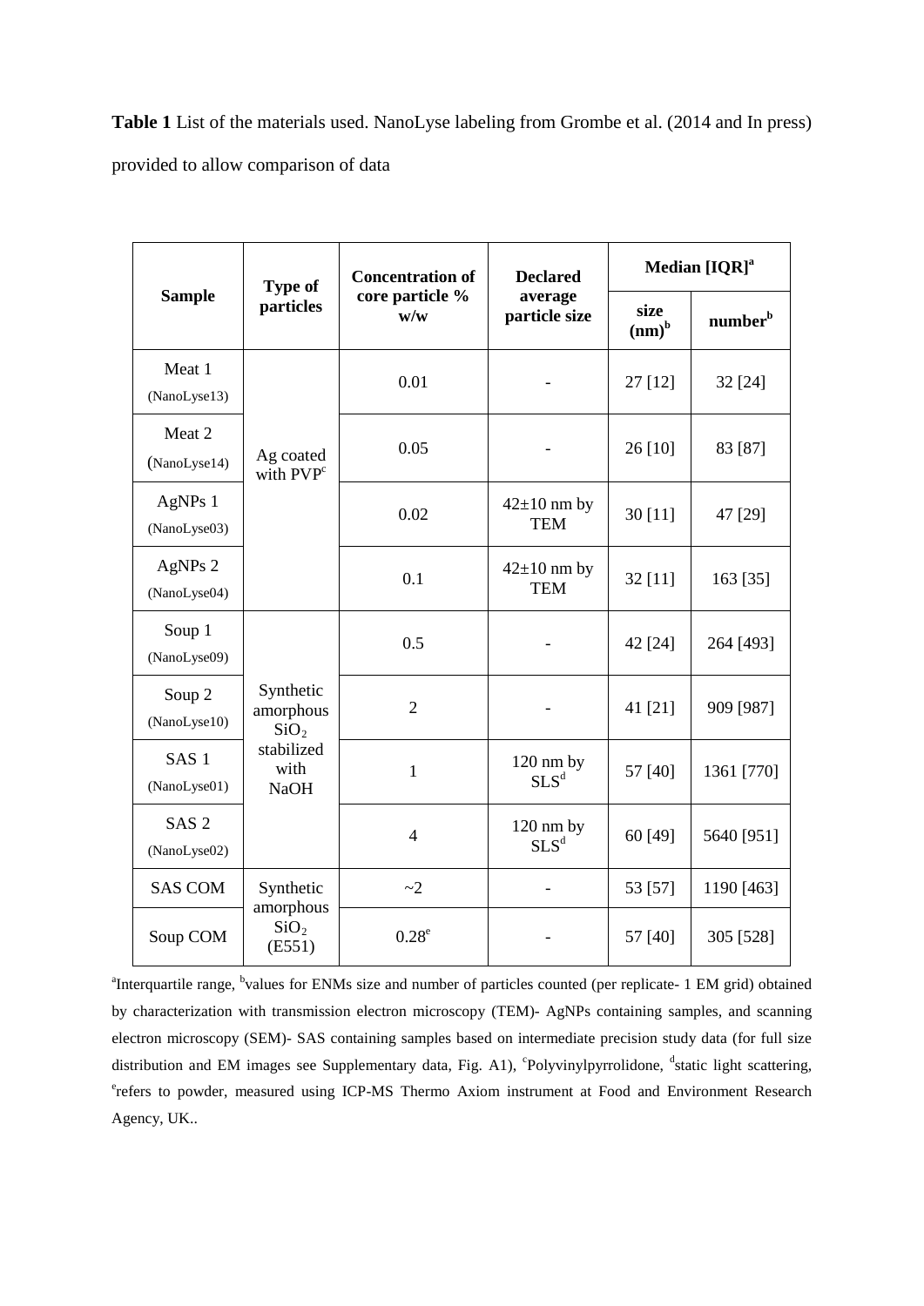**Table 1** List of the materials used. NanoLyse labeling from Grombe et al. (2014 and In press) provided to allow comparison of data

| Sample | Type of particles | Concentration of core particle % w/w | Declared average particle size | Median [IQR][a] | |
|---|---|---|---|---|---|
| | | | | size (nm)[b] | number[b] |
| Meat 1 (NanoLyse13) | Ag coated with PVP[c] | 0.01 | - | 27 [12] | 32 [24] |
| Meat 2 (NanoLyse14) | | 0.05 | - | 26 [10] | 83 [87] |
| AgNPs 1 (NanoLyse03) | | 0.02 | 42±10 nm by TEM | 30 [11] | 47 [29] |
| AgNPs 2 (NanoLyse04) | | 0.1 | 42±10 nm by TEM | 32 [11] | 163 [35] |
| Soup 1 (NanoLyse09) | Synthetic amorphous $SiO_2$ stabilized with NaOH | 0.5 | - | 42 [24] | 264 [493] |
| Soup 2 (NanoLyse10) | | 2 | - | 41 [21] | 909 [987] |
| SAS 1 (NanoLyse01) | | 1 | 120 nm by SLS[d] | 57 [40] | 1361 [770] |
| SAS 2 (NanoLyse02) | | 4 | 120 nm by SLS[d] | 60 [49] | 5640 [951] |
| SAS COM | Synthetic amorphous $SiO_2$ (E551) | ~2 | - | 53 [57] | 1190 [463] |
| Soup COM | | 0.28[e] | - | 57 [40] | 305 [528] |

[a]Interquartile range, [b]values for ENMs size and number of particles counted (per replicate- 1 EM grid) obtained by characterization with transmission electron microscopy (TEM)- AgNPs containing samples, and scanning electron microscopy (SEM)- SAS containing samples based on intermediate precision study data (for full size distribution and EM images see Supplementary data, Fig. A1), [c]Polyvinylpyrrolidone, [d]static light scattering, [e]refers to powder, measured using ICP-MS Thermo Axiom instrument at Food and Environment Research Agency, UK..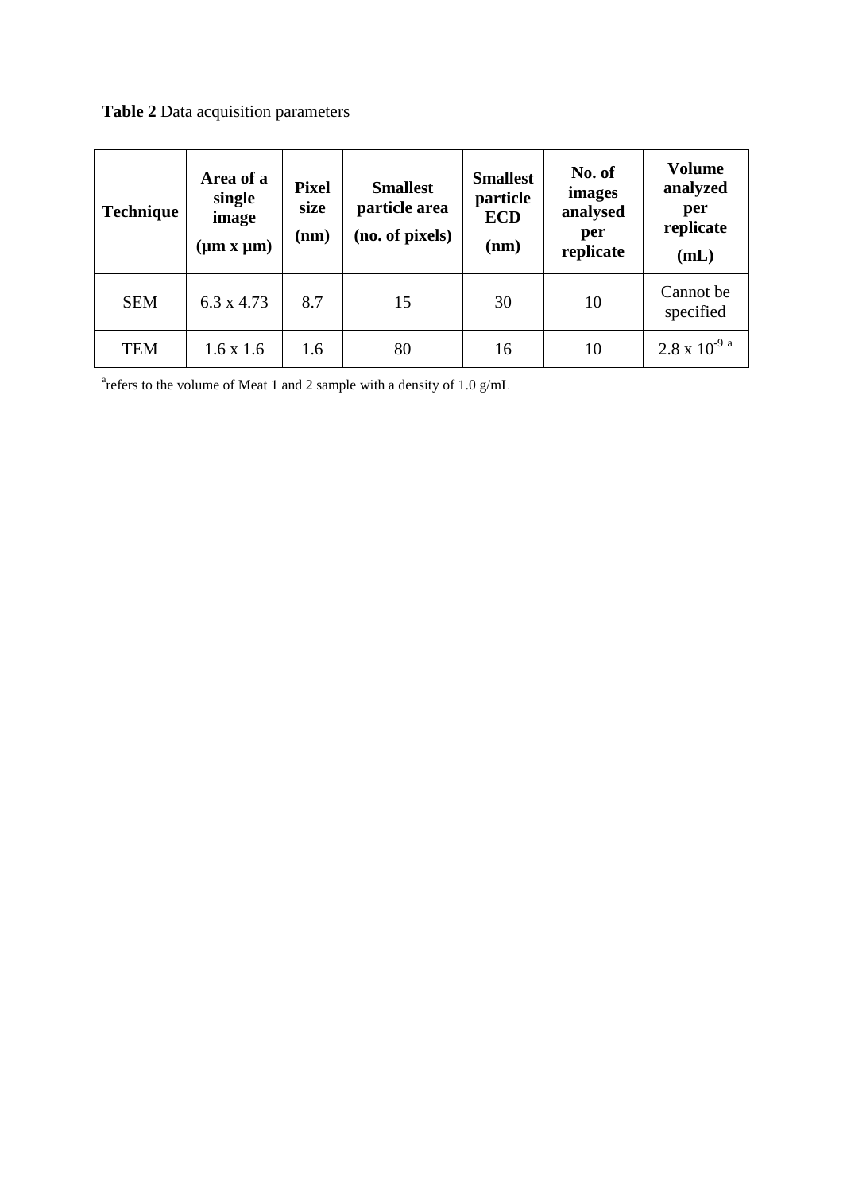**Table 2** Data acquisition parameters

| Technique | Area of a single image (µm x µm) | Pixel size (nm) | Smallest particle area (no. of pixels) | Smallest particle ECD (nm) | No. of images analysed per replicate | Volume analyzed per replicate (mL) |
|---|---|---|---|---|---|---|
| SEM | 6.3 x 4.73 | 8.7 | 15 | 30 | 10 | Cannot be specified |
| TEM | 1.6 x 1.6 | 1.6 | 80 | 16 | 10 | $2.8 \times 10^{-9}$ [a] |

[a]refers to the volume of Meat 1 and 2 sample with a density of 1.0 g/mL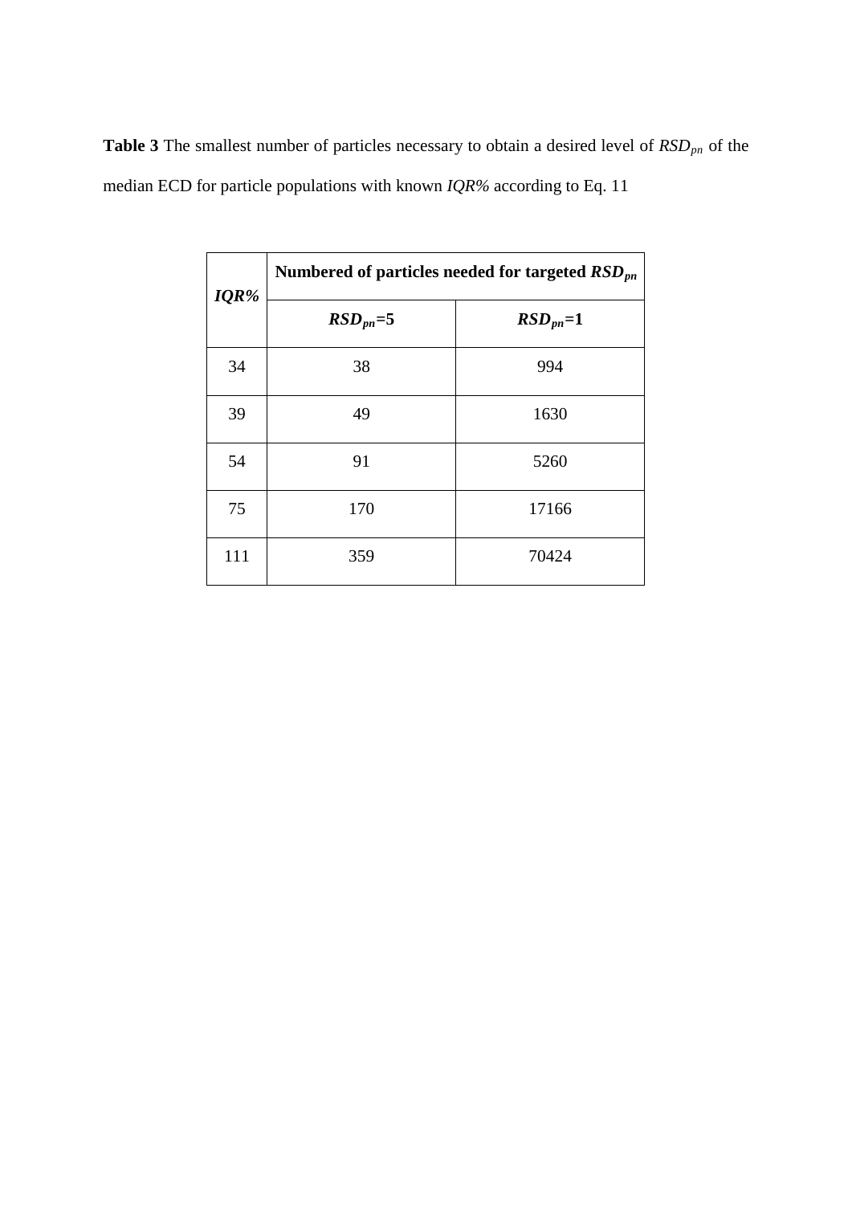**Table 3** The smallest number of particles necessary to obtain a desired level of $RSD_{pn}$ of the median ECD for particle populations with known *IQR%* according to Eq. 11

| ***IQR%*** | **Numbered of particles needed for targeted $RSD_{pn}$** | |
|---|---|---|
| | **$RSD_{pn}$=5** | **$RSD_{pn}$=1** |
| 34 | 38 | 994 |
| 39 | 49 | 1630 |
| 54 | 91 | 5260 |
| 75 | 170 | 17166 |
| 111 | 359 | 70424 |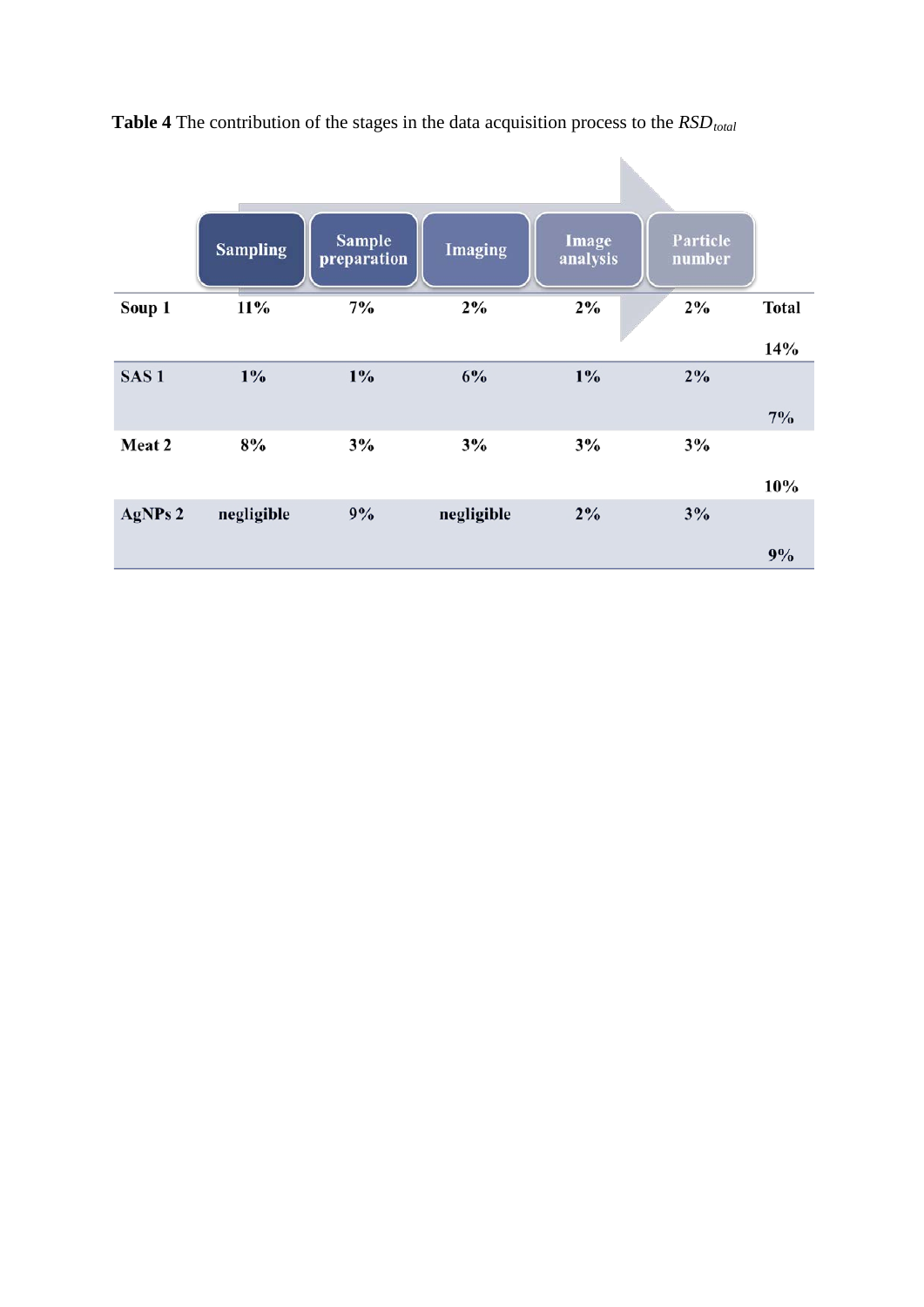**Table 4** The contribution of the stages in the data acquisition process to the $RSD_{total}$

| | Sampling | Sample preparation | Imaging | Image analysis | Particle number | Total |
|---|---|---|---|---|---|---|
| **Soup 1** | 11% | 7% | 2% | 2% | 2% | 14% |
| **SAS 1** | 1% | 1% | 6% | 1% | 2% | 7% |
| **Meat 2** | 8% | 3% | 3% | 3% | 3% | 10% |
| **AgNPs 2** | negligible | 9% | negligible | 2% | 3% | 9% |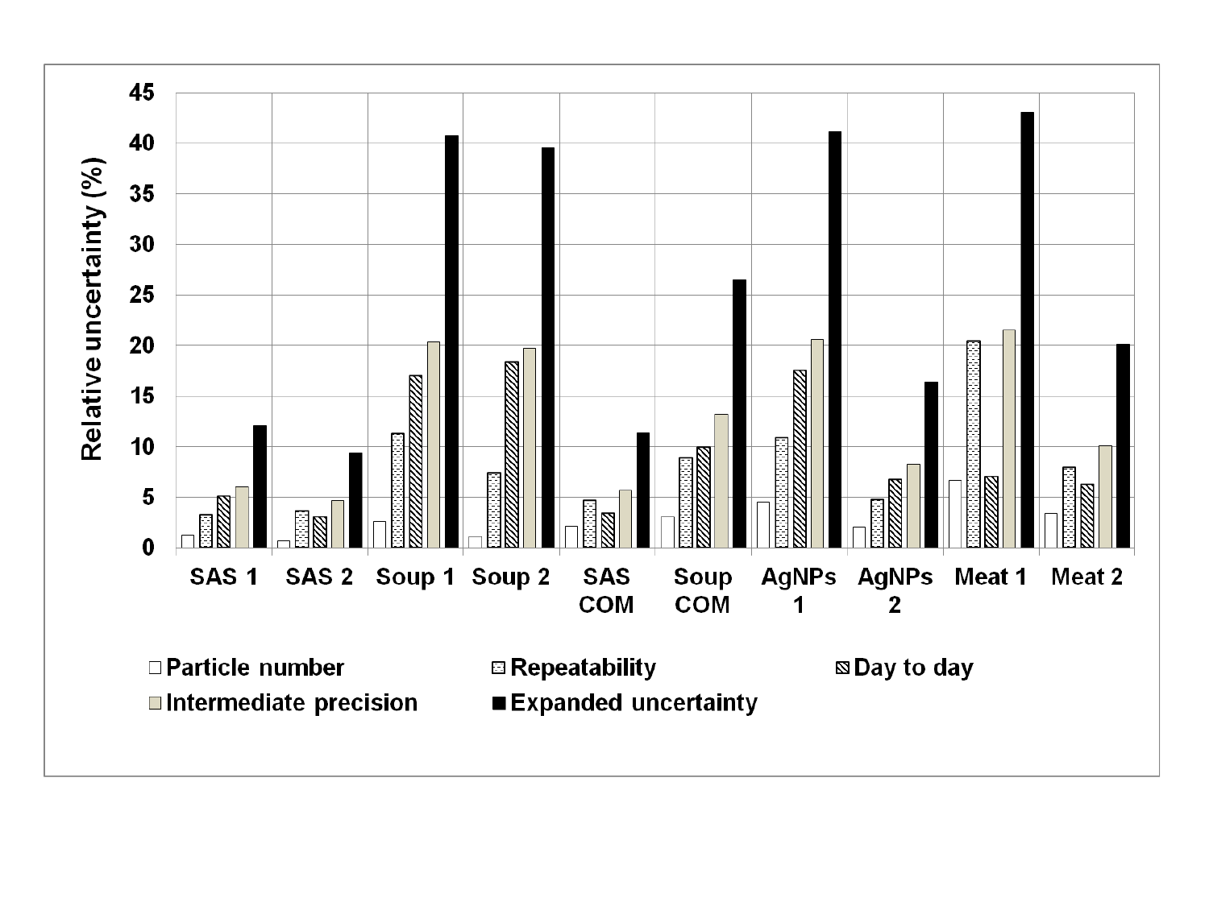Relative uncertainty (%)

0, 5, 10, 15, 20, 25, 30, 35, 40, 45

SAS 1 | SAS 2 | Soup 1 | Soup 2 | SAS COM | Soup COM | AgNPs 1 | AgNPs 2 | Meat 1 | Meat 2

□ Particle number
□ Repeatability
□ Day to day
□ Intermediate precision
■ Expanded uncertainty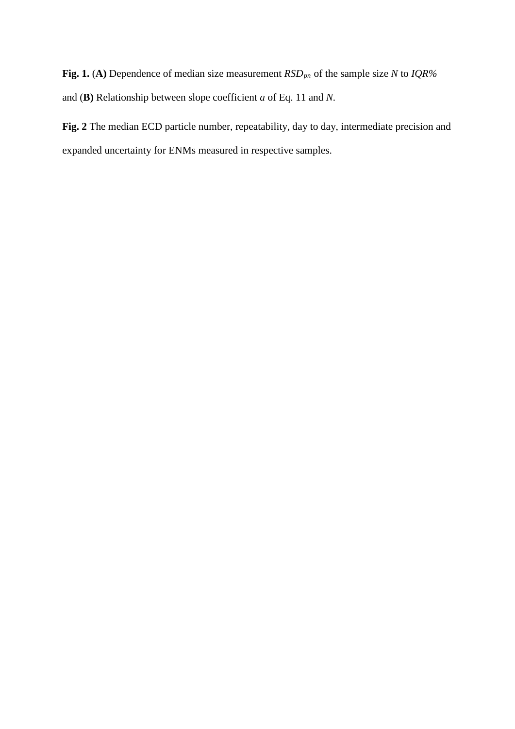**Fig. 1.** (**A)** Dependence of median size measurement $RSD_{pn}$ of the sample size $N$ to *IQR%* and (**B)** Relationship between slope coefficient $a$ of Eq. 11 and $N$.

**Fig. 2** The median ECD particle number, repeatability, day to day, intermediate precision and expanded uncertainty for ENMs measured in respective samples.